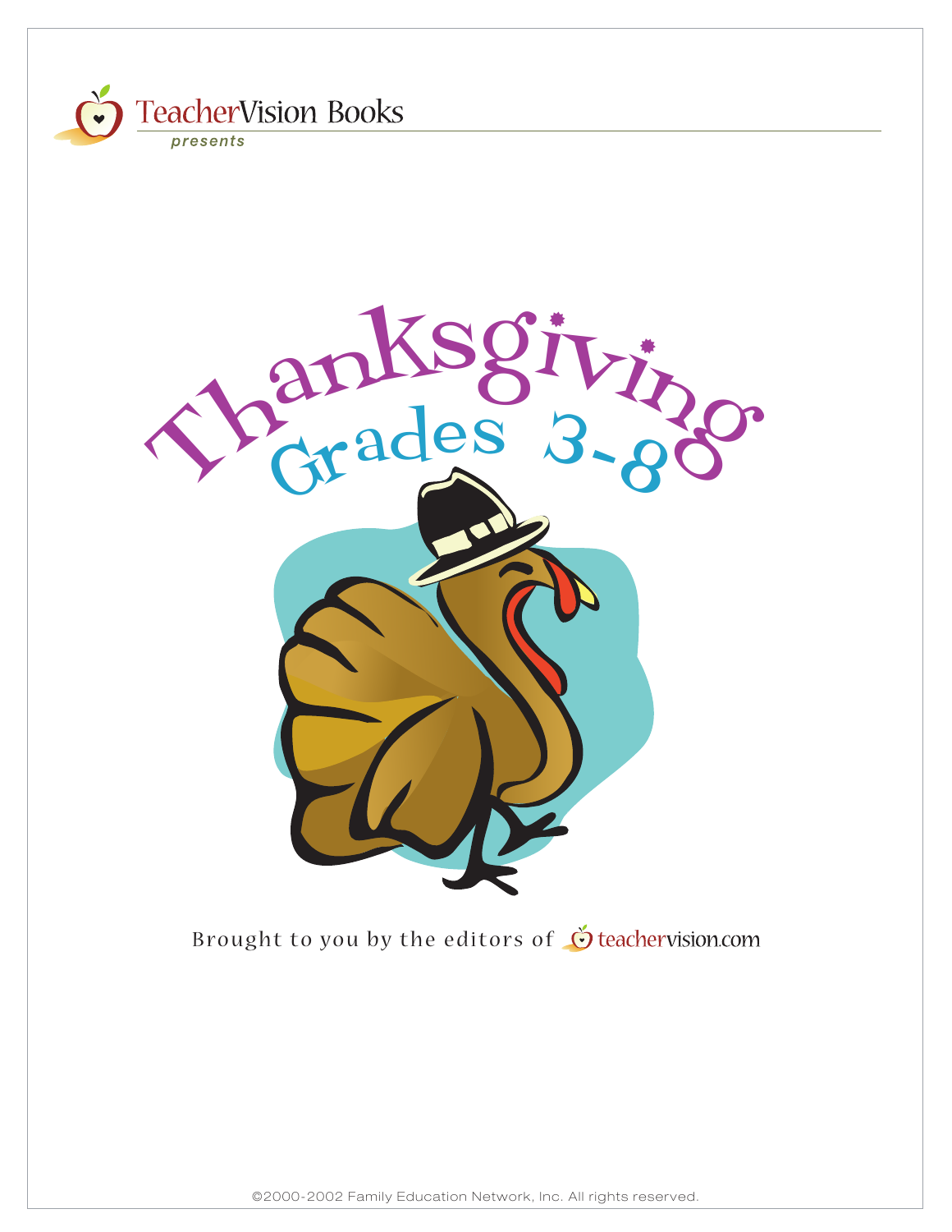TeacherVision Books

*presents*

# Thanksgiving

## Grades 3-8

Brought to you by the editors of teachervision.com

©2000-2002 Family Education Network, Inc. All rights reserved.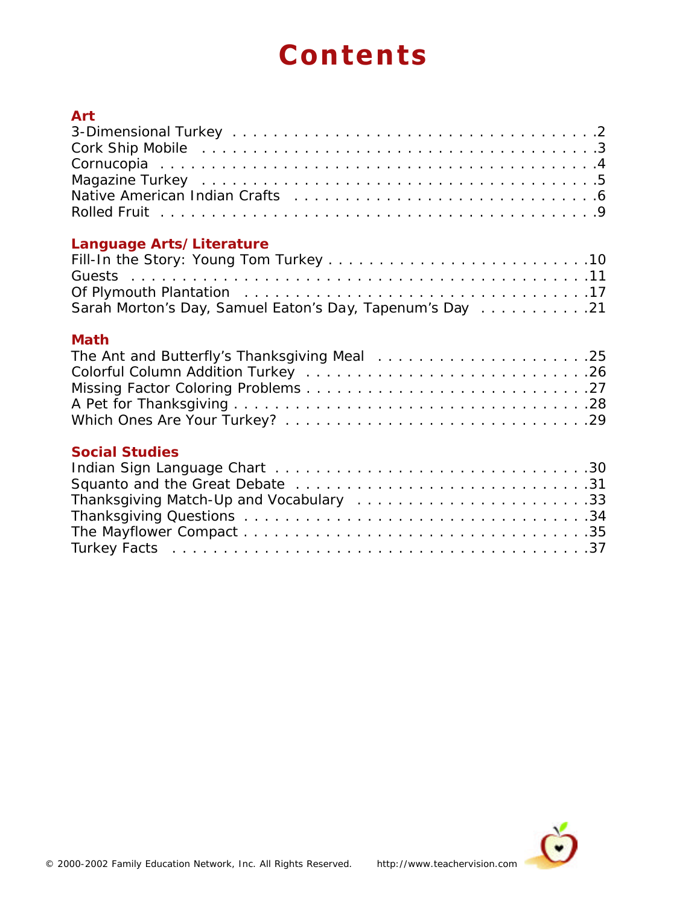# Contents

## Art

3-Dimensional Turkey . . . . . . . . . . . . . . . . . . . . . . . . . . . . . . . . . . . . . .2
Cork Ship Mobile . . . . . . . . . . . . . . . . . . . . . . . . . . . . . . . . . . . . . . . .3
Cornucopia . . . . . . . . . . . . . . . . . . . . . . . . . . . . . . . . . . . . . . . . . . . .4
Magazine Turkey . . . . . . . . . . . . . . . . . . . . . . . . . . . . . . . . . . . . . . . .5
Native American Indian Crafts . . . . . . . . . . . . . . . . . . . . . . . . . . . . . . .6
Rolled Fruit . . . . . . . . . . . . . . . . . . . . . . . . . . . . . . . . . . . . . . . . . . . .9

## Language Arts/Literature

Fill-In the Story: Young Tom Turkey . . . . . . . . . . . . . . . . . . . . . . . . . .10
Guests . . . . . . . . . . . . . . . . . . . . . . . . . . . . . . . . . . . . . . . . . . . . . .11
Of Plymouth Plantation . . . . . . . . . . . . . . . . . . . . . . . . . . . . . . . . . . .17
Sarah Morton's Day, Samuel Eaton's Day, Tapenum's Day . . . . . . . . . . .21

## Math

The Ant and Butterfly's Thanksgiving Meal . . . . . . . . . . . . . . . . . . . . .25
Colorful Column Addition Turkey . . . . . . . . . . . . . . . . . . . . . . . . . . . .26
Missing Factor Coloring Problems . . . . . . . . . . . . . . . . . . . . . . . . . . . .27
A Pet for Thanksgiving . . . . . . . . . . . . . . . . . . . . . . . . . . . . . . . . . . .28
Which Ones Are Your Turkey? . . . . . . . . . . . . . . . . . . . . . . . . . . . . . .29

## Social Studies

Indian Sign Language Chart . . . . . . . . . . . . . . . . . . . . . . . . . . . . . . . .30
Squanto and the Great Debate . . . . . . . . . . . . . . . . . . . . . . . . . . . . . .31
Thanksgiving Match-Up and Vocabulary . . . . . . . . . . . . . . . . . . . . . . .33
Thanksgiving Questions . . . . . . . . . . . . . . . . . . . . . . . . . . . . . . . . . . .34
The Mayflower Compact . . . . . . . . . . . . . . . . . . . . . . . . . . . . . . . . . . .35
Turkey Facts . . . . . . . . . . . . . . . . . . . . . . . . . . . . . . . . . . . . . . . . . . .37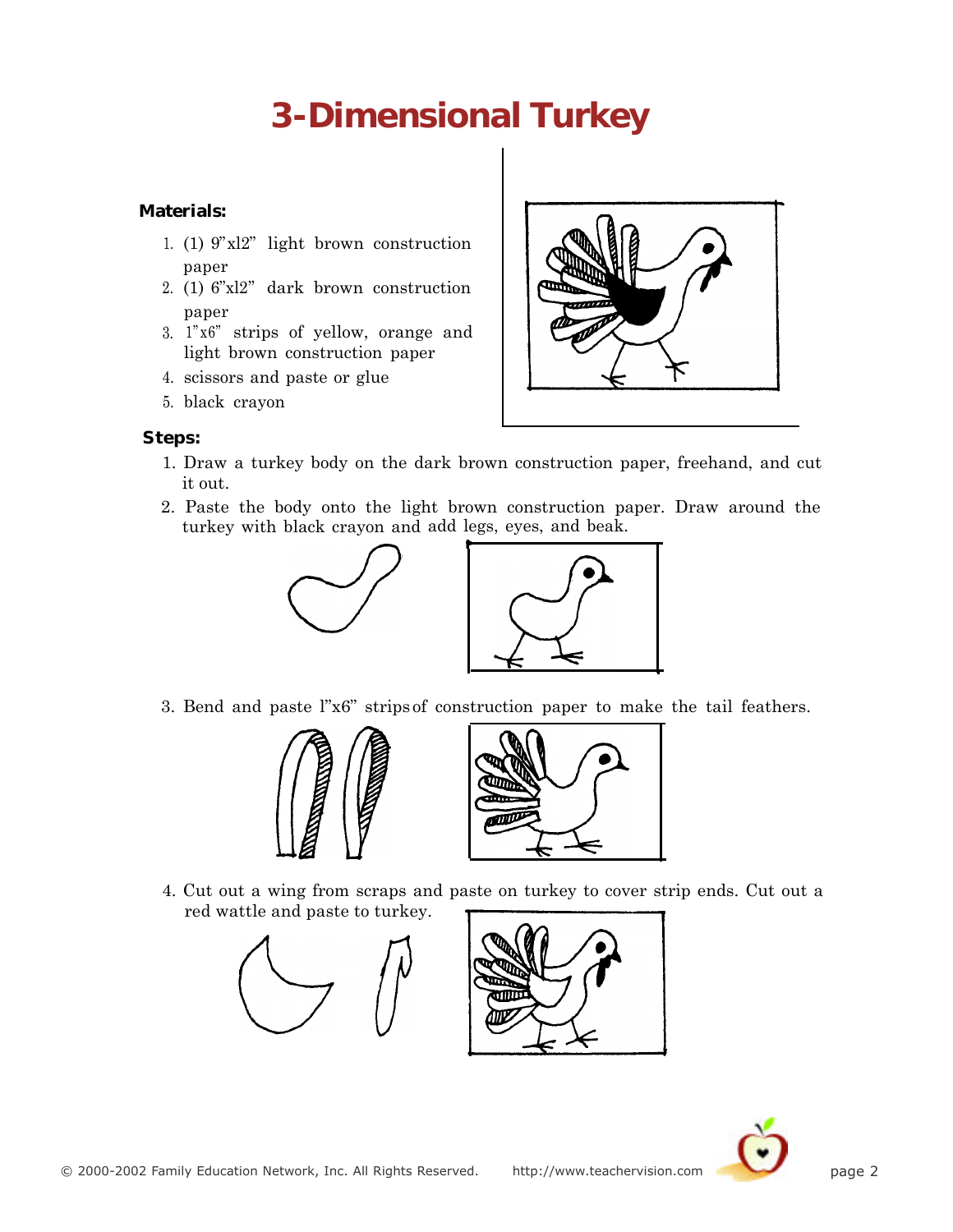# 3-Dimensional Turkey

**Materials:**

1. (1) 9"xl2" light brown construction paper
2. (1) 6"xl2" dark brown construction paper
3. 1"x6" strips of yellow, orange and light brown construction paper
4. scissors and paste or glue
5. black crayon

**Steps:**

1. Draw a turkey body on the dark brown construction paper, freehand, and cut it out.
2. Paste the body onto the light brown construction paper. Draw around the turkey with black crayon and add legs, eyes, and beak.
3. Bend and paste l"x6" strips of construction paper to make the tail feathers.
4. Cut out a wing from scraps and paste on turkey to cover strip ends. Cut out a red wattle and paste to turkey.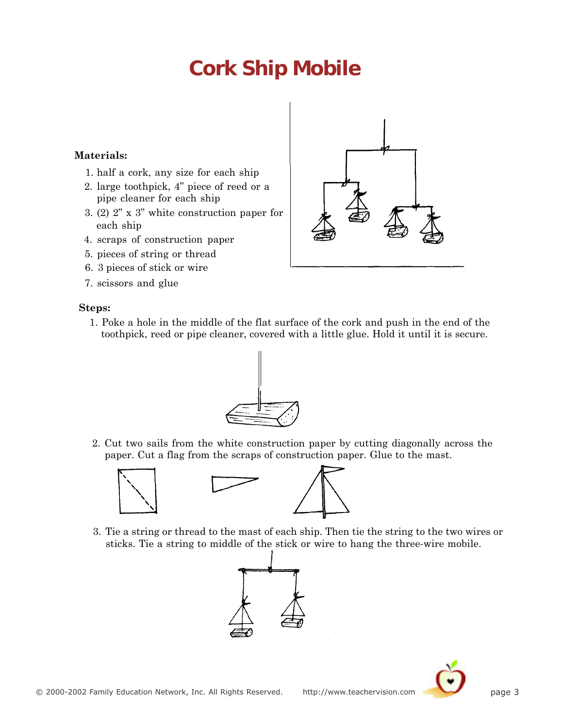# Cork Ship Mobile

**Materials:**

1. half a cork, any size for each ship
2. large toothpick, 4" piece of reed or a pipe cleaner for each ship
3. (2) 2" x 3" white construction paper for each ship
4. scraps of construction paper
5. pieces of string or thread
6. 3 pieces of stick or wire
7. scissors and glue

**Steps:**

1. Poke a hole in the middle of the flat surface of the cork and push in the end of the toothpick, reed or pipe cleaner, covered with a little glue. Hold it until it is secure.
2. Cut two sails from the white construction paper by cutting diagonally across the paper. Cut a flag from the scraps of construction paper. Glue to the mast.
3. Tie a string or thread to the mast of each ship. Then tie the string to the two wires or sticks. Tie a string to middle of the stick or wire to hang the three-wire mobile.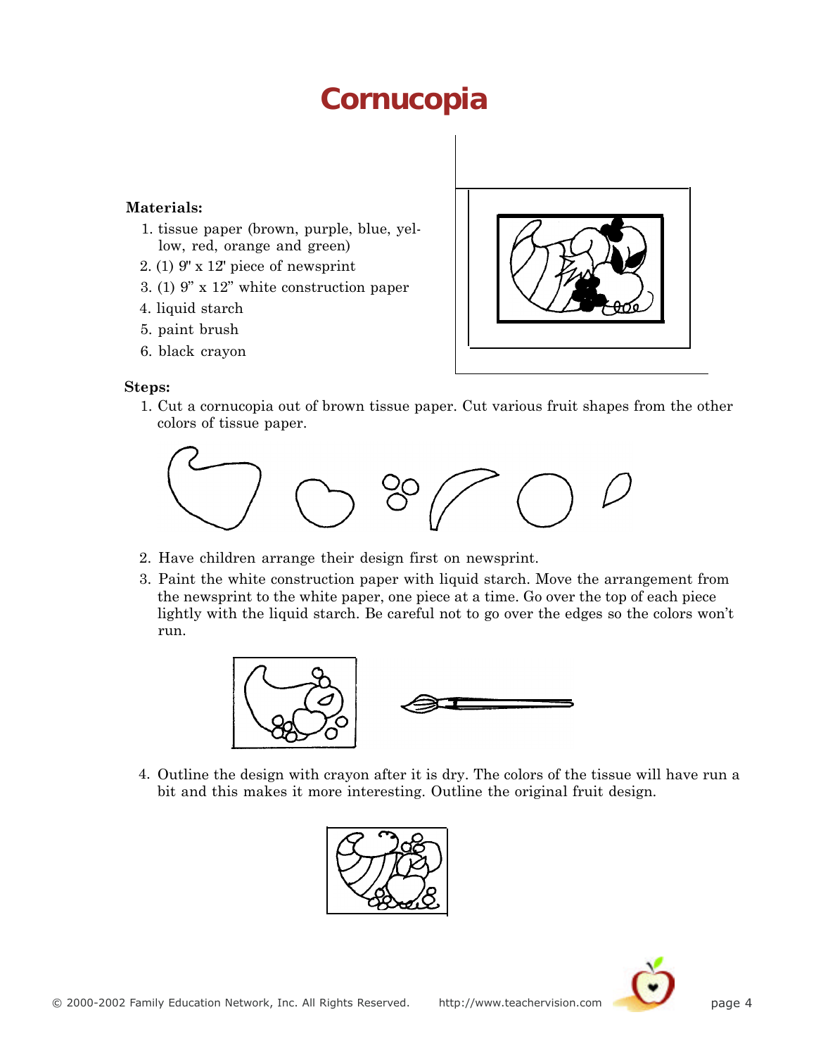# Cornucopia

**Materials:**

1. tissue paper (brown, purple, blue, yellow, red, orange and green)
2. (1) 9" x 12' piece of newsprint
3. (1) 9" x 12" white construction paper
4. liquid starch
5. paint brush
6. black crayon

**Steps:**

1. Cut a cornucopia out of brown tissue paper. Cut various fruit shapes from the other colors of tissue paper.
2. Have children arrange their design first on newsprint.
3. Paint the white construction paper with liquid starch. Move the arrangement from the newsprint to the white paper, one piece at a time. Go over the top of each piece lightly with the liquid starch. Be careful not to go over the edges so the colors won't run.
4. Outline the design with crayon after it is dry. The colors of the tissue will have run a bit and this makes it more interesting. Outline the original fruit design.

© 2000-2002 Family Education Network, Inc. All Rights Reserved. http://www.teachervision.com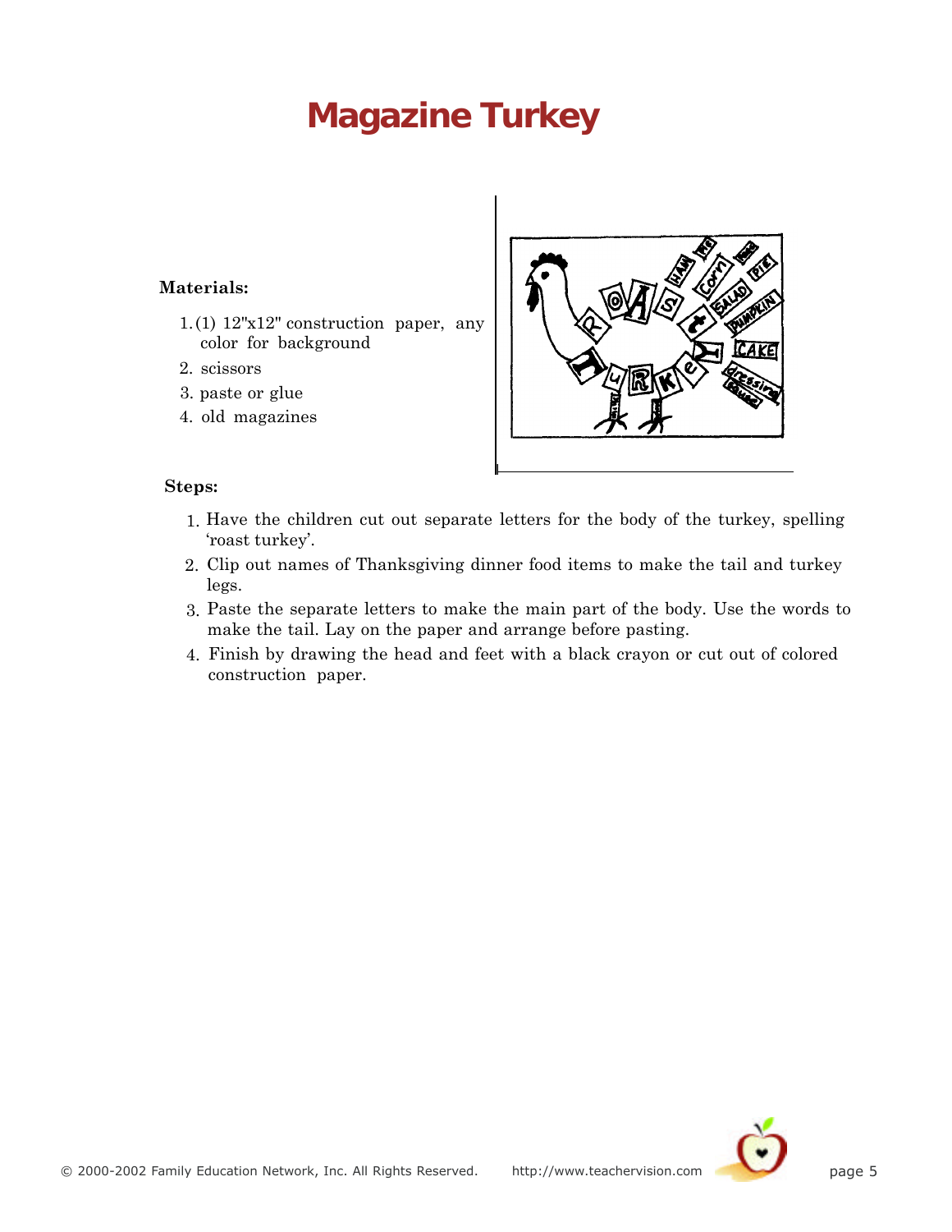# Magazine Turkey

**Materials:**

1. (1) 12"x12" construction paper, any color for background
2. scissors
3. paste or glue
4. old magazines

**Steps:**

1. Have the children cut out separate letters for the body of the turkey, spelling 'roast turkey'.
2. Clip out names of Thanksgiving dinner food items to make the tail and turkey legs.
3. Paste the separate letters to make the main part of the body. Use the words to make the tail. Lay on the paper and arrange before pasting.
4. Finish by drawing the head and feet with a black crayon or cut out of colored construction paper.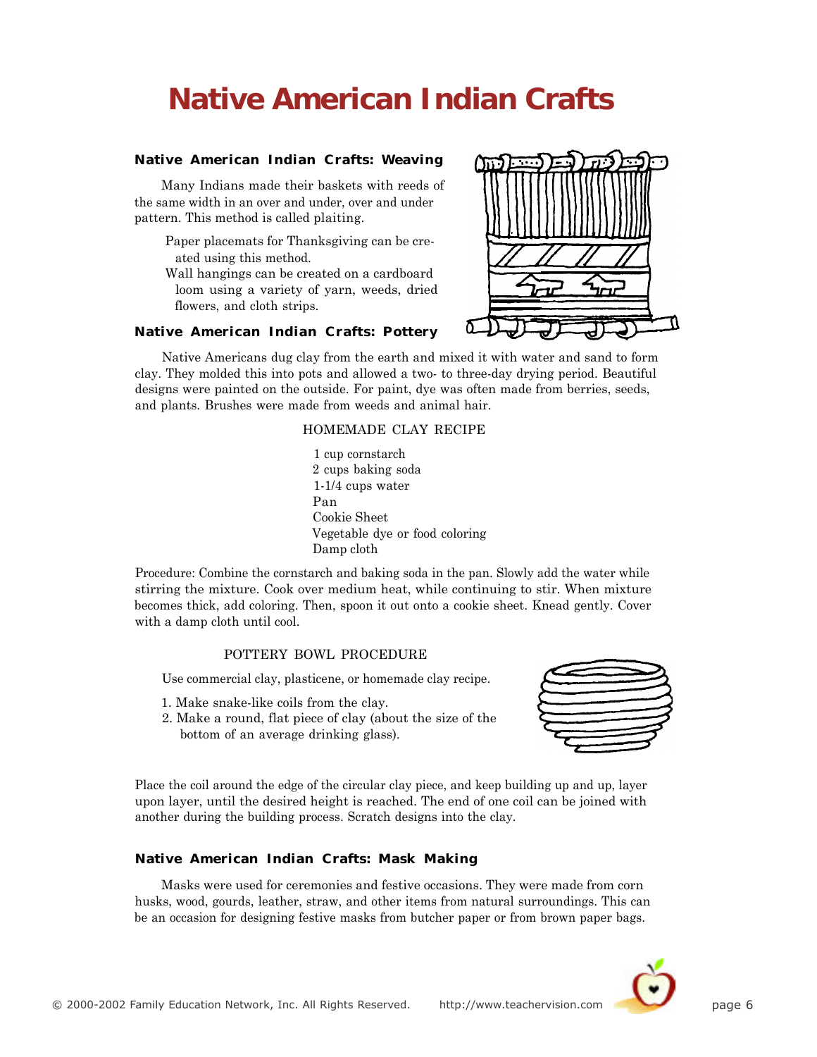# Native American Indian Crafts

### Native American Indian Crafts: Weaving

Many Indians made their baskets with reeds of the same width in an over and under, over and under pattern. This method is called plaiting.

Paper placemats for Thanksgiving can be created using this method.
Wall hangings can be created on a cardboard loom using a variety of yarn, weeds, dried flowers, and cloth strips.

### Native American Indian Crafts: Pottery

Native Americans dug clay from the earth and mixed it with water and sand to form clay. They molded this into pots and allowed a two- to three-day drying period. Beautiful designs were painted on the outside. For paint, dye was often made from berries, seeds, and plants. Brushes were made from weeds and animal hair.

HOMEMADE CLAY RECIPE

1 cup cornstarch
2 cups baking soda
1-1/4 cups water
Pan
Cookie Sheet
Vegetable dye or food coloring
Damp cloth

Procedure: Combine the cornstarch and baking soda in the pan. Slowly add the water while stirring the mixture. Cook over medium heat, while continuing to stir. When mixture becomes thick, add coloring. Then, spoon it out onto a cookie sheet. Knead gently. Cover with a damp cloth until cool.

POTTERY BOWL PROCEDURE

Use commercial clay, plasticene, or homemade clay recipe.

1. Make snake-like coils from the clay.
2. Make a round, flat piece of clay (about the size of the bottom of an average drinking glass).

Place the coil around the edge of the circular clay piece, and keep building up and up, layer upon layer, until the desired height is reached. The end of one coil can be joined with another during the building process. Scratch designs into the clay.

### Native American Indian Crafts: Mask Making

Masks were used for ceremonies and festive occasions. They were made from corn husks, wood, gourds, leather, straw, and other items from natural surroundings. This can be an occasion for designing festive masks from butcher paper or from brown paper bags.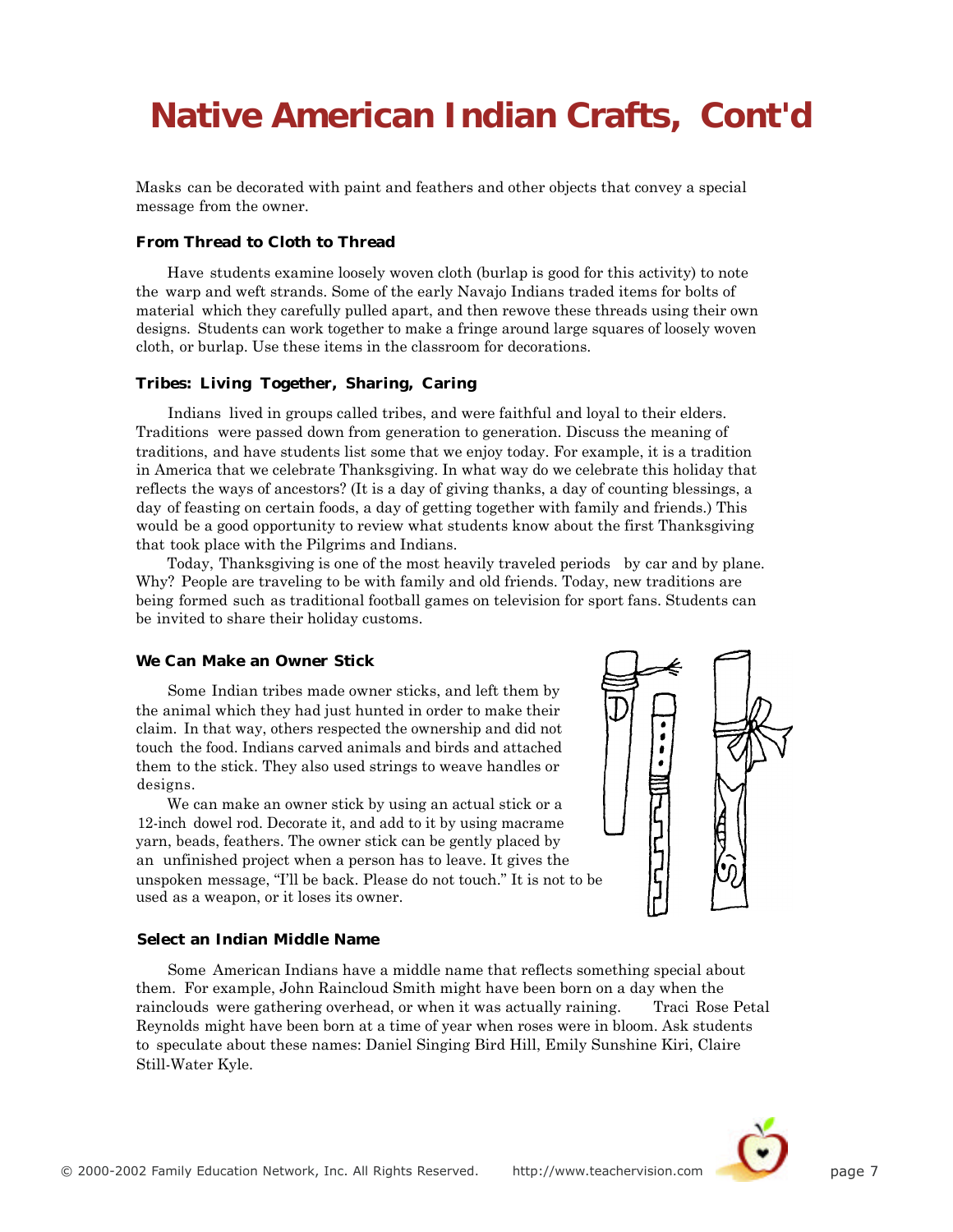# Native American Indian Crafts, Cont'd

Masks can be decorated with paint and feathers and other objects that convey a special message from the owner.

### From Thread to Cloth to Thread

Have students examine loosely woven cloth (burlap is good for this activity) to note the warp and weft strands. Some of the early Navajo Indians traded items for bolts of material which they carefully pulled apart, and then rewove these threads using their own designs. Students can work together to make a fringe around large squares of loosely woven cloth, or burlap. Use these items in the classroom for decorations.

### Tribes: Living Together, Sharing, Caring

Indians lived in groups called tribes, and were faithful and loyal to their elders. Traditions were passed down from generation to generation. Discuss the meaning of traditions, and have students list some that we enjoy today. For example, it is a tradition in America that we celebrate Thanksgiving. In what way do we celebrate this holiday that reflects the ways of ancestors? (It is a day of giving thanks, a day of counting blessings, a day of feasting on certain foods, a day of getting together with family and friends.) This would be a good opportunity to review what students know about the first Thanksgiving that took place with the Pilgrims and Indians.

Today, Thanksgiving is one of the most heavily traveled periods by car and by plane. Why? People are traveling to be with family and old friends. Today, new traditions are being formed such as traditional football games on television for sport fans. Students can be invited to share their holiday customs.

### We Can Make an Owner Stick

Some Indian tribes made owner sticks, and left them by the animal which they had just hunted in order to make their claim. In that way, others respected the ownership and did not touch the food. Indians carved animals and birds and attached them to the stick. They also used strings to weave handles or designs.

We can make an owner stick by using an actual stick or a 12-inch dowel rod. Decorate it, and add to it by using macrame yarn, beads, feathers. The owner stick can be gently placed by an unfinished project when a person has to leave. It gives the unspoken message, "I'll be back. Please do not touch." It is not to be used as a weapon, or it loses its owner.

### Select an Indian Middle Name

Some American Indians have a middle name that reflects something special about them. For example, John Raincloud Smith might have been born on a day when the rainclouds were gathering overhead, or when it was actually raining. Traci Rose Petal Reynolds might have been born at a time of year when roses were in bloom. Ask students to speculate about these names: Daniel Singing Bird Hill, Emily Sunshine Kiri, Claire Still-Water Kyle.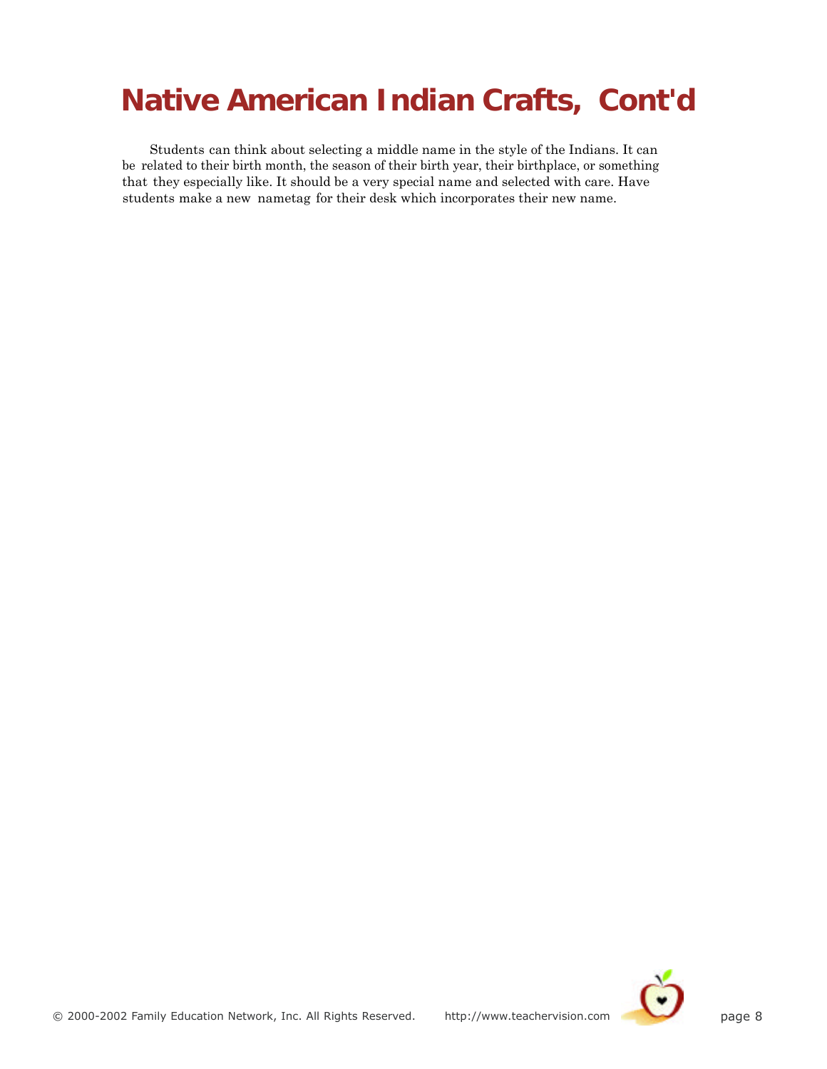# Native American Indian Crafts, Cont'd

Students can think about selecting a middle name in the style of the Indians. It can be related to their birth month, the season of their birth year, their birthplace, or something that they especially like. It should be a very special name and selected with care. Have students make a new nametag for their desk which incorporates their new name.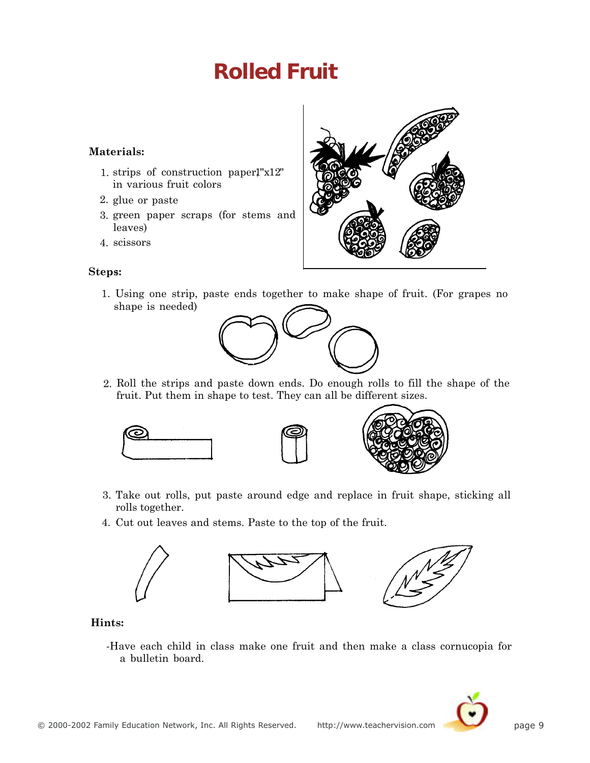# Rolled Fruit

**Materials:**

1. strips of construction paper 1"x12" in various fruit colors
2. glue or paste
3. green paper scraps (for stems and leaves)
4. scissors

**Steps:**

1. Using one strip, paste ends together to make shape of fruit. (For grapes no shape is needed)
2. Roll the strips and paste down ends. Do enough rolls to fill the shape of the fruit. Put them in shape to test. They can all be different sizes.
3. Take out rolls, put paste around edge and replace in fruit shape, sticking all rolls together.
4. Cut out leaves and stems. Paste to the top of the fruit.

**Hints:**

-Have each child in class make one fruit and then make a class cornucopia for a bulletin board.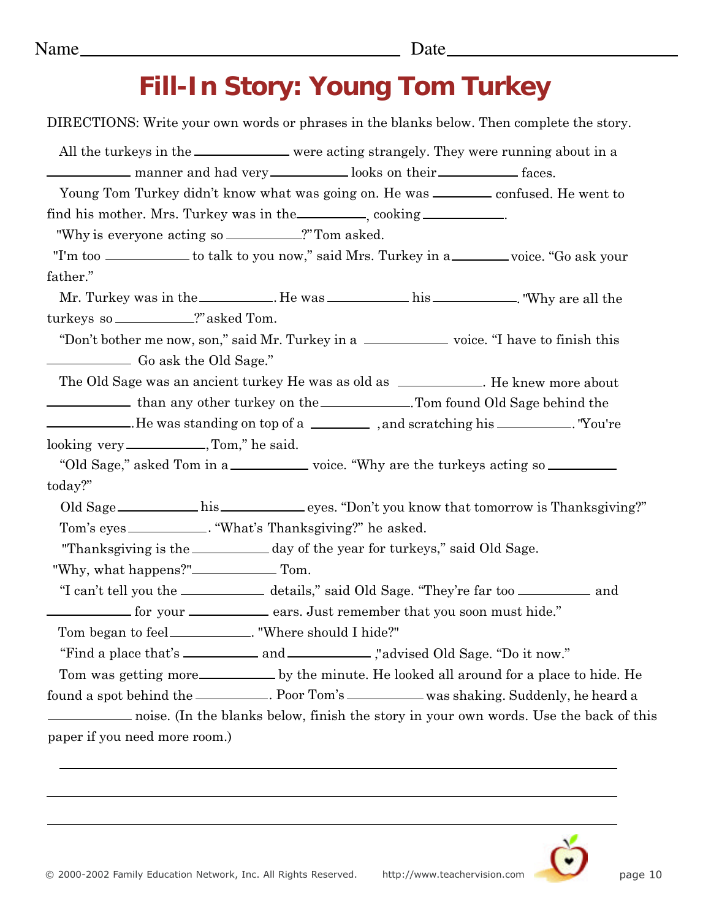Name ______________________________ Date ____________________

# Fill-In Story: Young Tom Turkey

DIRECTIONS: Write your own words or phrases in the blanks below. Then complete the story.

All the turkeys in the ____________ were acting strangely. They were running about in a ____________ manner and had very ____________ looks on their ____________ faces.

Young Tom Turkey didn't know what was going on. He was ________ confused. He went to find his mother. Mrs. Turkey was in the ____________, cooking ____________.

"Why is everyone acting so ____________?" Tom asked.

"I'm too ____________ to talk to you now," said Mrs. Turkey in a ________ voice. "Go ask your father."

Mr. Turkey was in the ____________. He was ____________ his ____________. "Why are all the turkeys so ____________?" asked Tom.

"Don't bother me now, son," said Mr. Turkey in a ____________ voice. "I have to finish this ____________ Go ask the Old Sage."

The Old Sage was an ancient turkey He was as old as ____________. He knew more about ____________ than any other turkey on the ____________. Tom found Old Sage behind the ____________. He was standing on top of a ________, and scratching his ____________. "You're looking very ____________, Tom," he said.

"Old Sage," asked Tom in a ____________ voice. "Why are the turkeys acting so ____________ today?"

Old Sage ____________ his ____________ eyes. "Don't you know that tomorrow is Thanksgiving?"

Tom's eyes ____________. "What's Thanksgiving?" he asked.

"Thanksgiving is the ____________ day of the year for turkeys," said Old Sage.

"Why, what happens?" ____________ Tom.

"I can't tell you the ____________ details," said Old Sage. "They're far too ____________ and ____________ for your ____________ ears. Just remember that you soon must hide."

Tom began to feel ____________. "Where should I hide?"

"Find a place that's ____________ and ____________," advised Old Sage. "Do it now."

Tom was getting more ____________ by the minute. He looked all around for a place to hide. He found a spot behind the ____________. Poor Tom's ____________ was shaking. Suddenly, he heard a ____________ noise. (In the blanks below, finish the story in your own words. Use the back of this paper if you need more room.)

______________________________________________________________

______________________________________________________________

______________________________________________________________

© 2000-2002 Family Education Network, Inc. All Rights Reserved. http://www.teachervision.com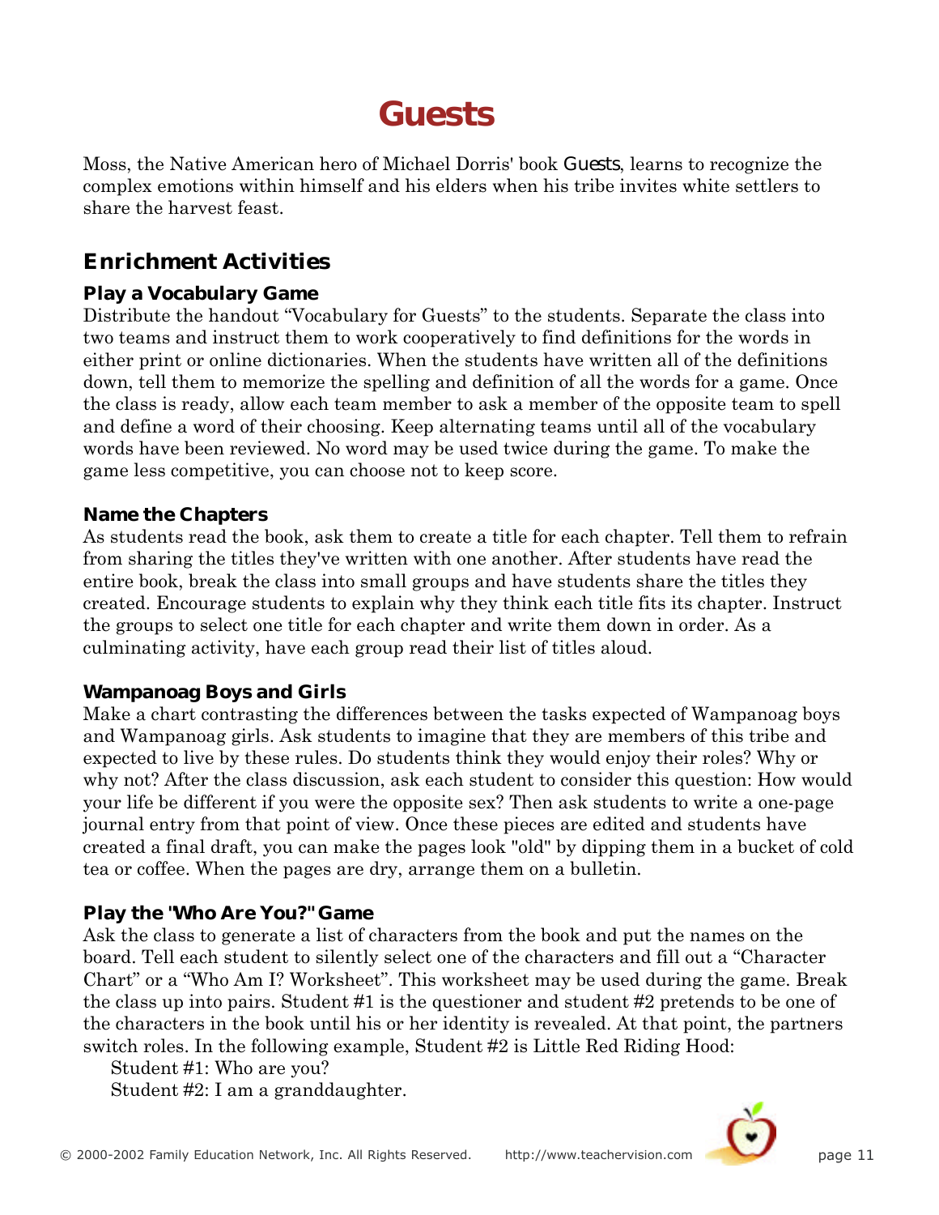# Guests

Moss, the Native American hero of Michael Dorris' book *Guests*, learns to recognize the complex emotions within himself and his elders when his tribe invites white settlers to share the harvest feast.

## Enrichment Activities

### Play a Vocabulary Game

Distribute the handout “Vocabulary for Guests” to the students. Separate the class into two teams and instruct them to work cooperatively to find definitions for the words in either print or online dictionaries. When the students have written all of the definitions down, tell them to memorize the spelling and definition of all the words for a game. Once the class is ready, allow each team member to ask a member of the opposite team to spell and define a word of their choosing. Keep alternating teams until all of the vocabulary words have been reviewed. No word may be used twice during the game. To make the game less competitive, you can choose not to keep score.

### Name the Chapters

As students read the book, ask them to create a title for each chapter. Tell them to refrain from sharing the titles they've written with one another. After students have read the entire book, break the class into small groups and have students share the titles they created. Encourage students to explain why they think each title fits its chapter. Instruct the groups to select one title for each chapter and write them down in order. As a culminating activity, have each group read their list of titles aloud.

### Wampanoag Boys and Girls

Make a chart contrasting the differences between the tasks expected of Wampanoag boys and Wampanoag girls. Ask students to imagine that they are members of this tribe and expected to live by these rules. Do students think they would enjoy their roles? Why or why not? After the class discussion, ask each student to consider this question: How would your life be different if you were the opposite sex? Then ask students to write a one-page journal entry from that point of view. Once these pieces are edited and students have created a final draft, you can make the pages look "old" by dipping them in a bucket of cold tea or coffee. When the pages are dry, arrange them on a bulletin.

### Play the "Who Are You?" Game

Ask the class to generate a list of characters from the book and put the names on the board. Tell each student to silently select one of the characters and fill out a “Character Chart” or a “Who Am I? Worksheet”. This worksheet may be used during the game. Break the class up into pairs. Student #1 is the questioner and student #2 pretends to be one of the characters in the book until his or her identity is revealed. At that point, the partners switch roles. In the following example, Student #2 is Little Red Riding Hood:

Student #1: Who are you?
Student #2: I am a granddaughter.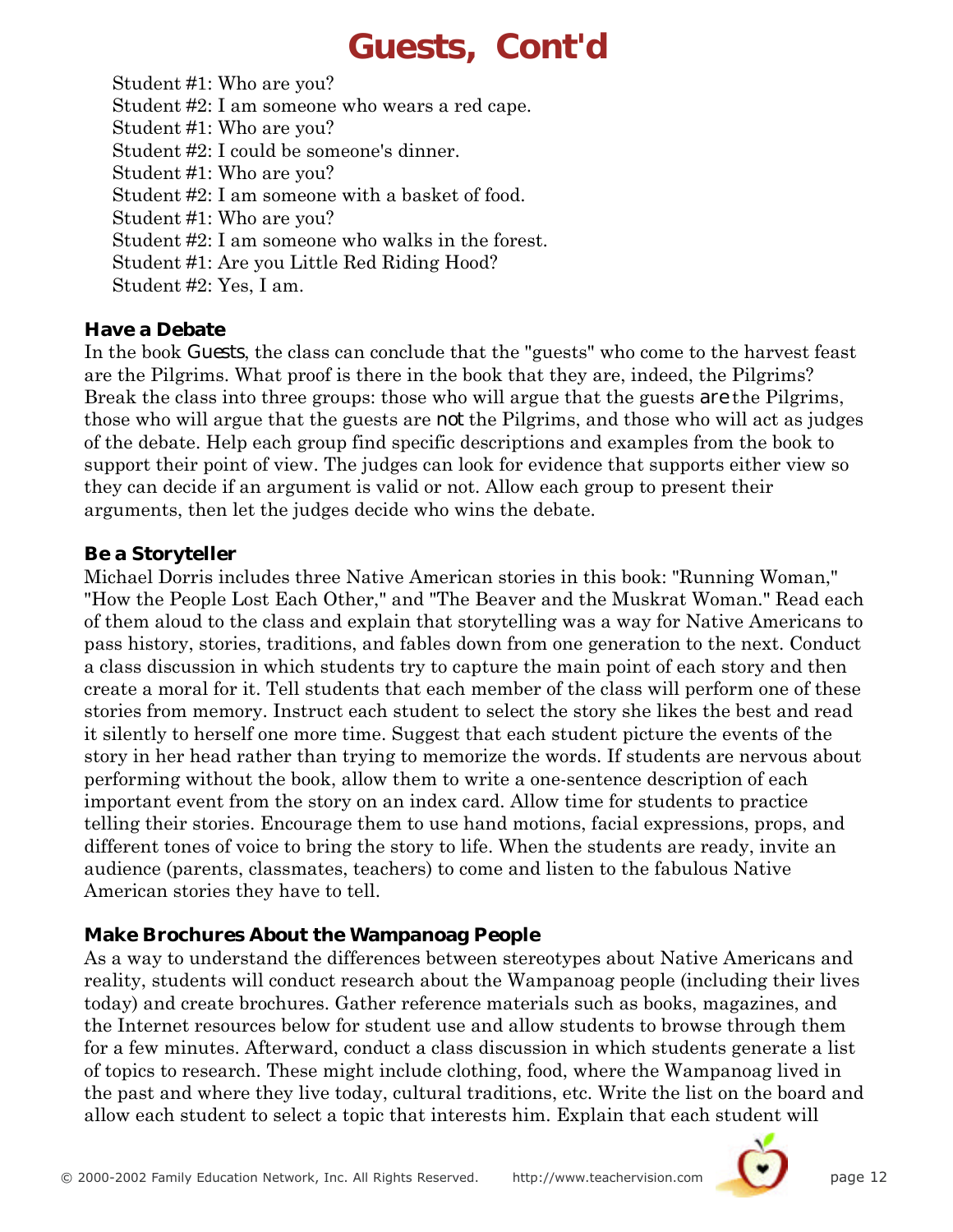# Guests, Cont'd

Student #1: Who are you?
Student #2: I am someone who wears a red cape.
Student #1: Who are you?
Student #2: I could be someone's dinner.
Student #1: Who are you?
Student #2: I am someone with a basket of food.
Student #1: Who are you?
Student #2: I am someone who walks in the forest.
Student #1: Are you Little Red Riding Hood?
Student #2: Yes, I am.

**Have a Debate**

In the book *Guests*, the class can conclude that the "guests" who come to the harvest feast are the Pilgrims. What proof is there in the book that they are, indeed, the Pilgrims? Break the class into three groups: those who will argue that the guests *are* the Pilgrims, those who will argue that the guests are *not* the Pilgrims, and those who will act as judges of the debate. Help each group find specific descriptions and examples from the book to support their point of view. The judges can look for evidence that supports either view so they can decide if an argument is valid or not. Allow each group to present their arguments, then let the judges decide who wins the debate.

**Be a Storyteller**

Michael Dorris includes three Native American stories in this book: "Running Woman," "How the People Lost Each Other," and "The Beaver and the Muskrat Woman." Read each of them aloud to the class and explain that storytelling was a way for Native Americans to pass history, stories, traditions, and fables down from one generation to the next. Conduct a class discussion in which students try to capture the main point of each story and then create a moral for it. Tell students that each member of the class will perform one of these stories from memory. Instruct each student to select the story she likes the best and read it silently to herself one more time. Suggest that each student picture the events of the story in her head rather than trying to memorize the words. If students are nervous about performing without the book, allow them to write a one-sentence description of each important event from the story on an index card. Allow time for students to practice telling their stories. Encourage them to use hand motions, facial expressions, props, and different tones of voice to bring the story to life. When the students are ready, invite an audience (parents, classmates, teachers) to come and listen to the fabulous Native American stories they have to tell.

**Make Brochures About the Wampanoag People**

As a way to understand the differences between stereotypes about Native Americans and reality, students will conduct research about the Wampanoag people (including their lives today) and create brochures. Gather reference materials such as books, magazines, and the Internet resources below for student use and allow students to browse through them for a few minutes. Afterward, conduct a class discussion in which students generate a list of topics to research. These might include clothing, food, where the Wampanoag lived in the past and where they live today, cultural traditions, etc. Write the list on the board and allow each student to select a topic that interests him. Explain that each student will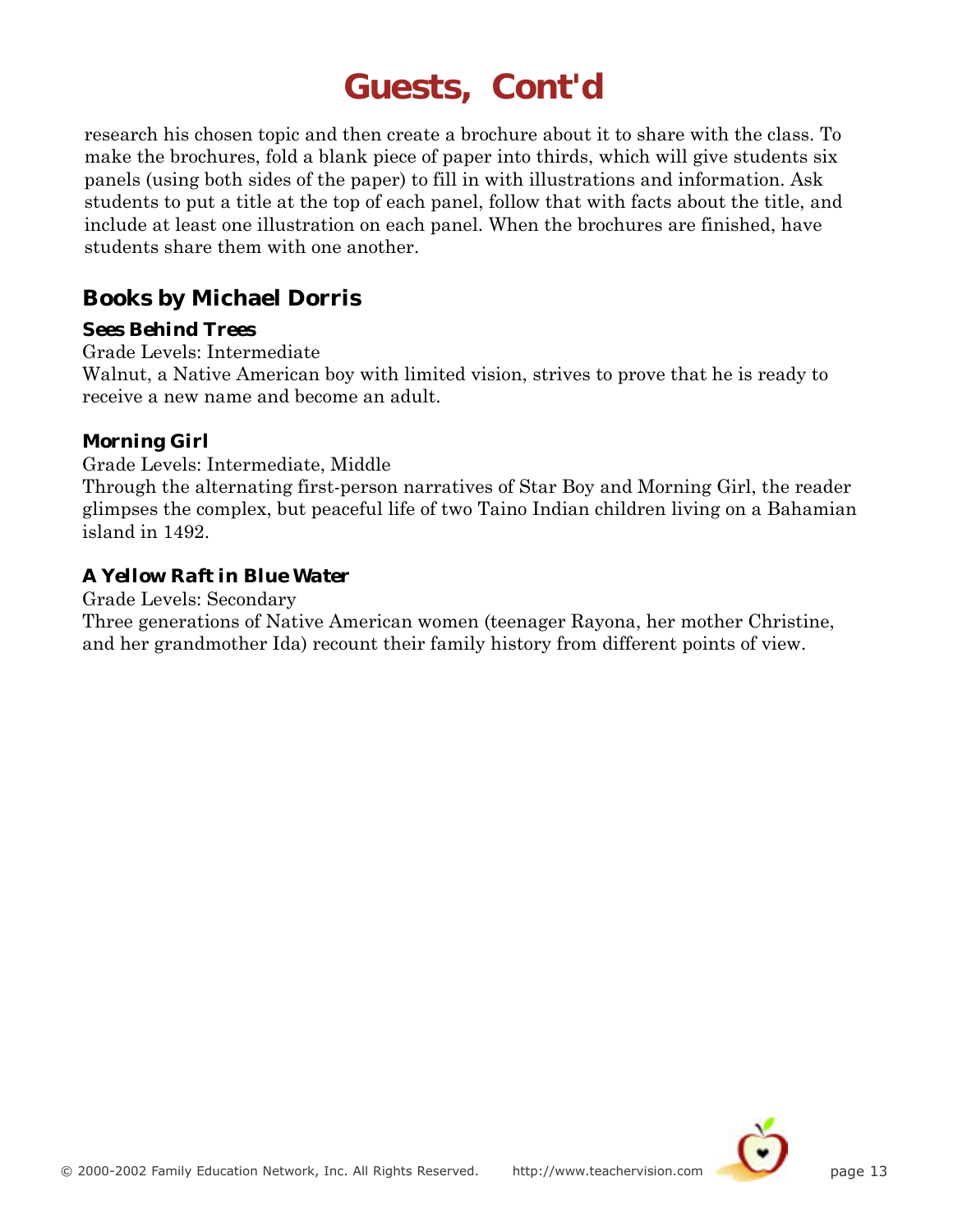# Guests, Cont'd

research his chosen topic and then create a brochure about it to share with the class. To make the brochures, fold a blank piece of paper into thirds, which will give students six panels (using both sides of the paper) to fill in with illustrations and information. Ask students to put a title at the top of each panel, follow that with facts about the title, and include at least one illustration on each panel. When the brochures are finished, have students share them with one another.

## Books by Michael Dorris

### Sees Behind Trees

Grade Levels: Intermediate
Walnut, a Native American boy with limited vision, strives to prove that he is ready to receive a new name and become an adult.

### Morning Girl

Grade Levels: Intermediate, Middle
Through the alternating first-person narratives of Star Boy and Morning Girl, the reader glimpses the complex, but peaceful life of two Taino Indian children living on a Bahamian island in 1492.

### A Yellow Raft in Blue Water

Grade Levels: Secondary
Three generations of Native American women (teenager Rayona, her mother Christine, and her grandmother Ida) recount their family history from different points of view.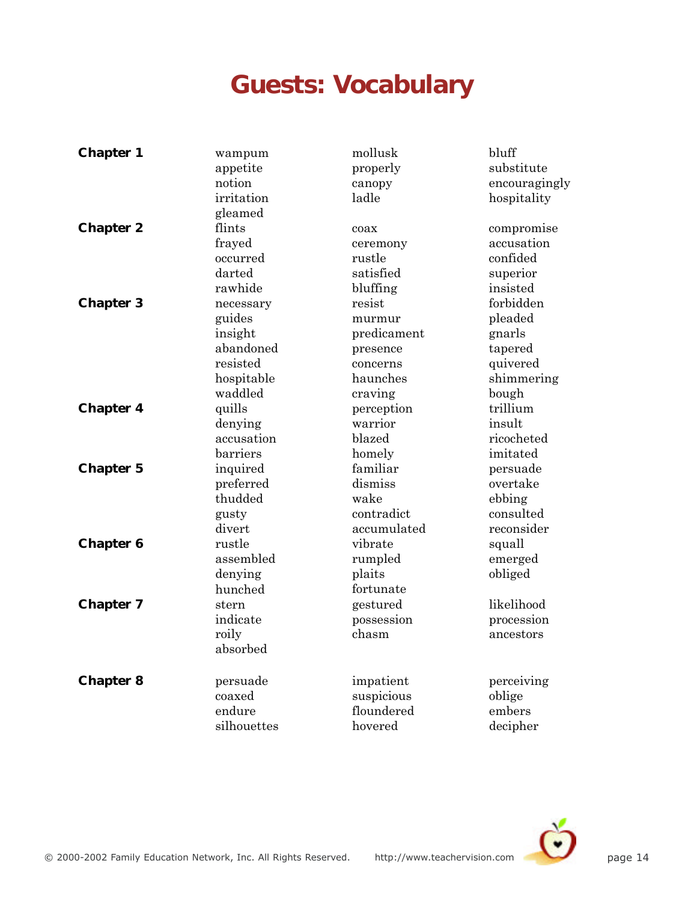# Guests: Vocabulary

| | | | |
|---|---|---|---|
| **Chapter 1** | wampum | mollusk | bluff |
| | appetite | properly | substitute |
| | notion | canopy | encouragingly |
| | irritation | ladle | hospitality |
| | gleamed | | |
| **Chapter 2** | flints | coax | compromise |
| | frayed | ceremony | accusation |
| | occurred | rustle | confided |
| | darted | satisfied | superior |
| | rawhide | bluffing | insisted |
| **Chapter 3** | necessary | resist | forbidden |
| | guides | murmur | pleaded |
| | insight | predicament | gnarls |
| | abandoned | presence | tapered |
| | resisted | concerns | quivered |
| | hospitable | haunches | shimmering |
| | waddled | craving | bough |
| **Chapter 4** | quills | perception | trillium |
| | denying | warrior | insult |
| | accusation | blazed | ricocheted |
| | barriers | homely | imitated |
| **Chapter 5** | inquired | familiar | persuade |
| | preferred | dismiss | overtake |
| | thudded | wake | ebbing |
| | gusty | contradict | consulted |
| | divert | accumulated | reconsider |
| **Chapter 6** | rustle | vibrate | squall |
| | assembled | rumpled | emerged |
| | denying | plaits | obliged |
| | hunched | fortunate | |
| **Chapter 7** | stern | gestured | likelihood |
| | indicate | possession | procession |
| | roily | chasm | ancestors |
| | absorbed | | |
| **Chapter 8** | persuade | impatient | perceiving |
| | coaxed | suspicious | oblige |
| | endure | floundered | embers |
| | silhouettes | hovered | decipher |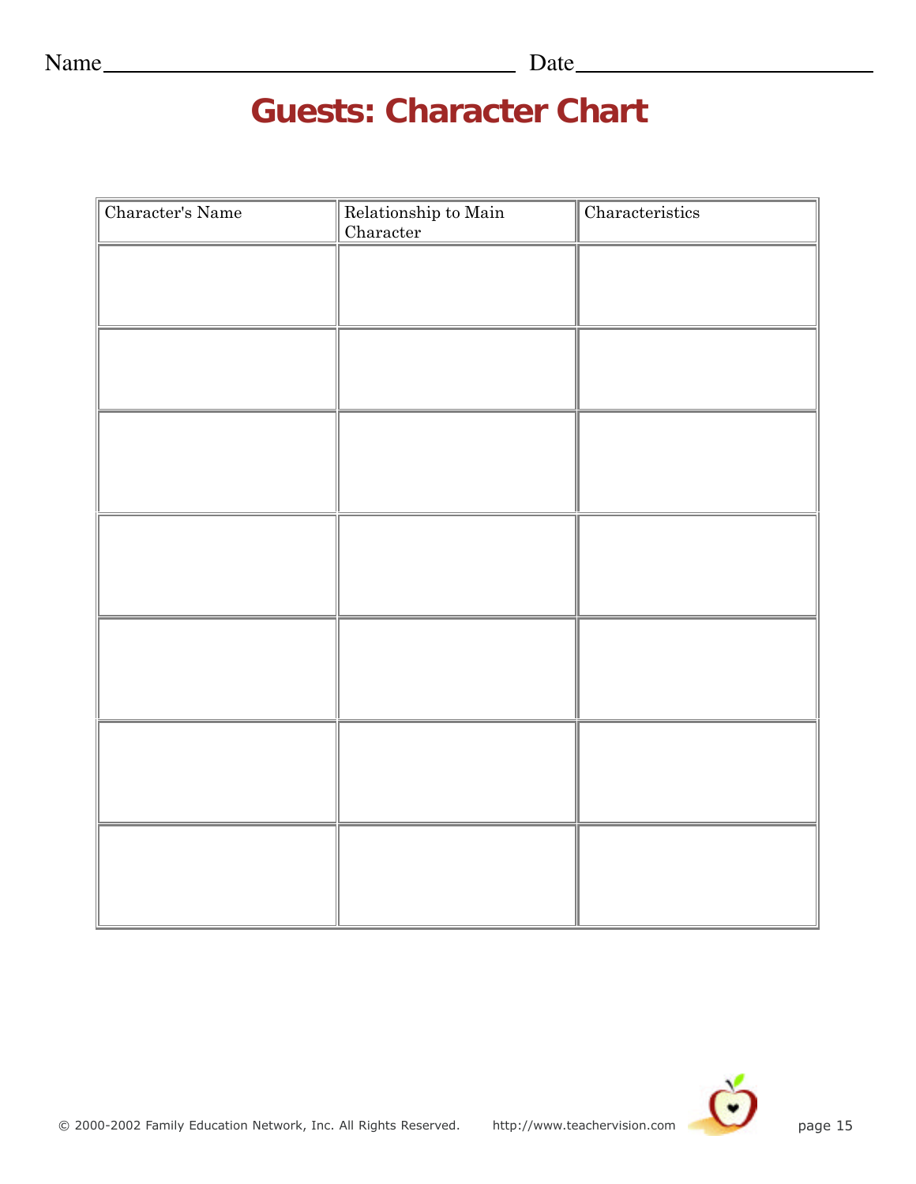Name________________________________ Date_________________________

# Guests: Character Chart

| Character's Name | Relationship to Main Character | Characteristics |
|---|---|---|
| | | |
| | | |
| | | |
| | | |
| | | |
| | | |
| | | |

© 2000-2002 Family Education Network, Inc. All Rights Reserved. http://www.teachervision.com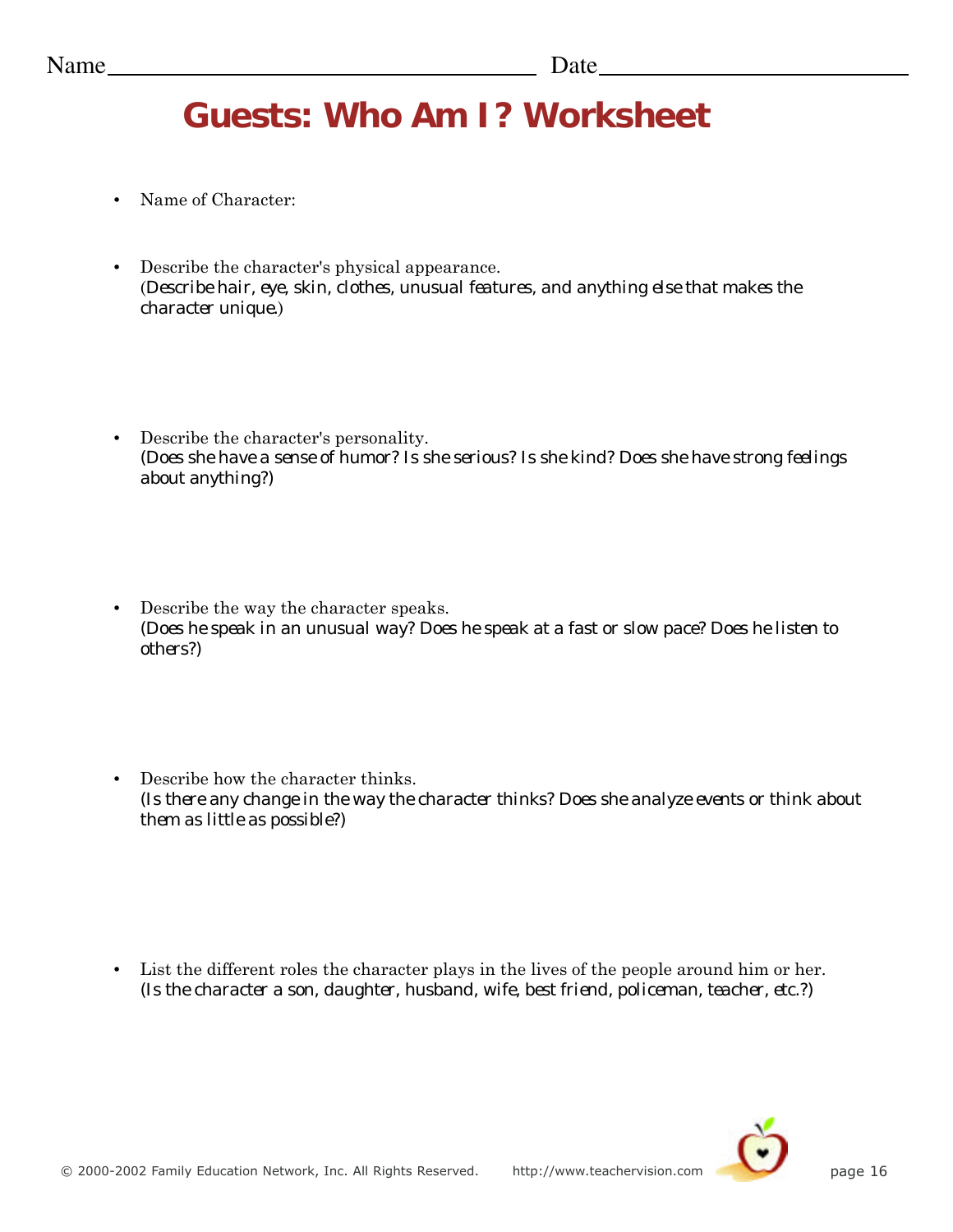Name\_\_\_\_\_\_\_\_\_\_\_\_\_\_\_\_\_\_\_\_\_\_\_\_\_\_\_\_\_\_\_\_\_\_\_\_ Date\_\_\_\_\_\_\_\_\_\_\_\_\_\_\_\_\_\_\_\_\_\_\_\_\_\_

# Guests: Who Am I? Worksheet

- Name of Character:

- Describe the character's physical appearance.
  (Describe hair, eye, skin, clothes, unusual features, and anything else that makes the character unique.)

- Describe the character's personality.
  (Does she have a sense of humor? Is she serious? Is she kind? Does she have strong feelings about anything?)

- Describe the way the character speaks.
  (Does he speak in an unusual way? Does he speak at a fast or slow pace? Does he listen to others?)

- Describe how the character thinks.
  (Is there any change in the way the character thinks? Does she analyze events or think about them as little as possible?)

- List the different roles the character plays in the lives of the people around him or her.
  (Is the character a son, daughter, husband, wife, best friend, policeman, teacher, etc.?)

© 2000-2002 Family Education Network, Inc. All Rights Reserved. http://www.teachervision.com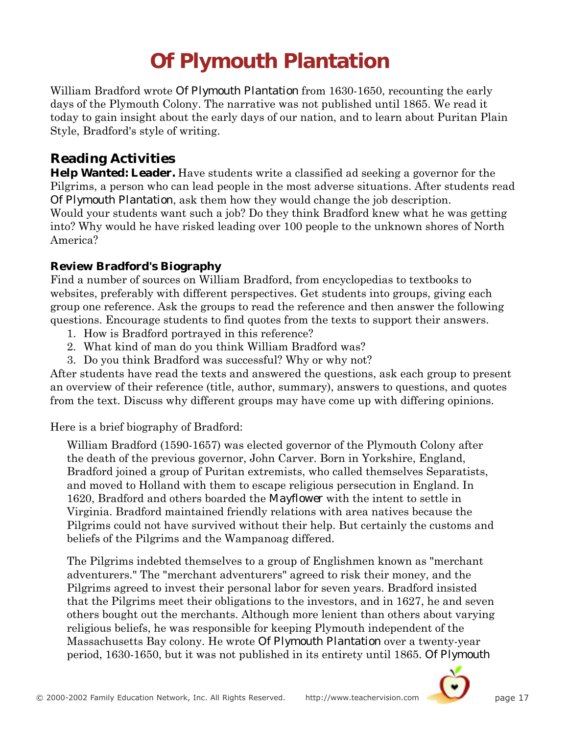# Of Plymouth Plantation

William Bradford wrote *Of Plymouth Plantation* from 1630-1650, recounting the early days of the Plymouth Colony. The narrative was not published until 1865. We read it today to gain insight about the early days of our nation, and to learn about Puritan Plain Style, Bradford's style of writing.

## Reading Activities

**Help Wanted: Leader.** Have students write a classified ad seeking a governor for the Pilgrims, a person who can lead people in the most adverse situations. After students read *Of Plymouth Plantation*, ask them how they would change the job description. Would your students want such a job? Do they think Bradford knew what he was getting into? Why would he have risked leading over 100 people to the unknown shores of North America?

### Review Bradford's Biography

Find a number of sources on William Bradford, from encyclopedias to textbooks to websites, preferably with different perspectives. Get students into groups, giving each group one reference. Ask the groups to read the reference and then answer the following questions. Encourage students to find quotes from the texts to support their answers.

1. How is Bradford portrayed in this reference?
2. What kind of man do you think William Bradford was?
3. Do you think Bradford was successful? Why or why not?

After students have read the texts and answered the questions, ask each group to present an overview of their reference (title, author, summary), answers to questions, and quotes from the text. Discuss why different groups may have come up with differing opinions.

Here is a brief biography of Bradford:

> William Bradford (1590-1657) was elected governor of the Plymouth Colony after the death of the previous governor, John Carver. Born in Yorkshire, England, Bradford joined a group of Puritan extremists, who called themselves Separatists, and moved to Holland with them to escape religious persecution in England. In 1620, Bradford and others boarded the *Mayflower* with the intent to settle in Virginia. Bradford maintained friendly relations with area natives because the Pilgrims could not have survived without their help. But certainly the customs and beliefs of the Pilgrims and the Wampanoag differed.
>
> The Pilgrims indebted themselves to a group of Englishmen known as "merchant adventurers." The "merchant adventurers" agreed to risk their money, and the Pilgrims agreed to invest their personal labor for seven years. Bradford insisted that the Pilgrims meet their obligations to the investors, and in 1627, he and seven others bought out the merchants. Although more lenient than others about varying religious beliefs, he was responsible for keeping Plymouth independent of the Massachusetts Bay colony. He wrote *Of Plymouth Plantation* over a twenty-year period, 1630-1650, but it was not published in its entirety until 1865. *Of Plymouth*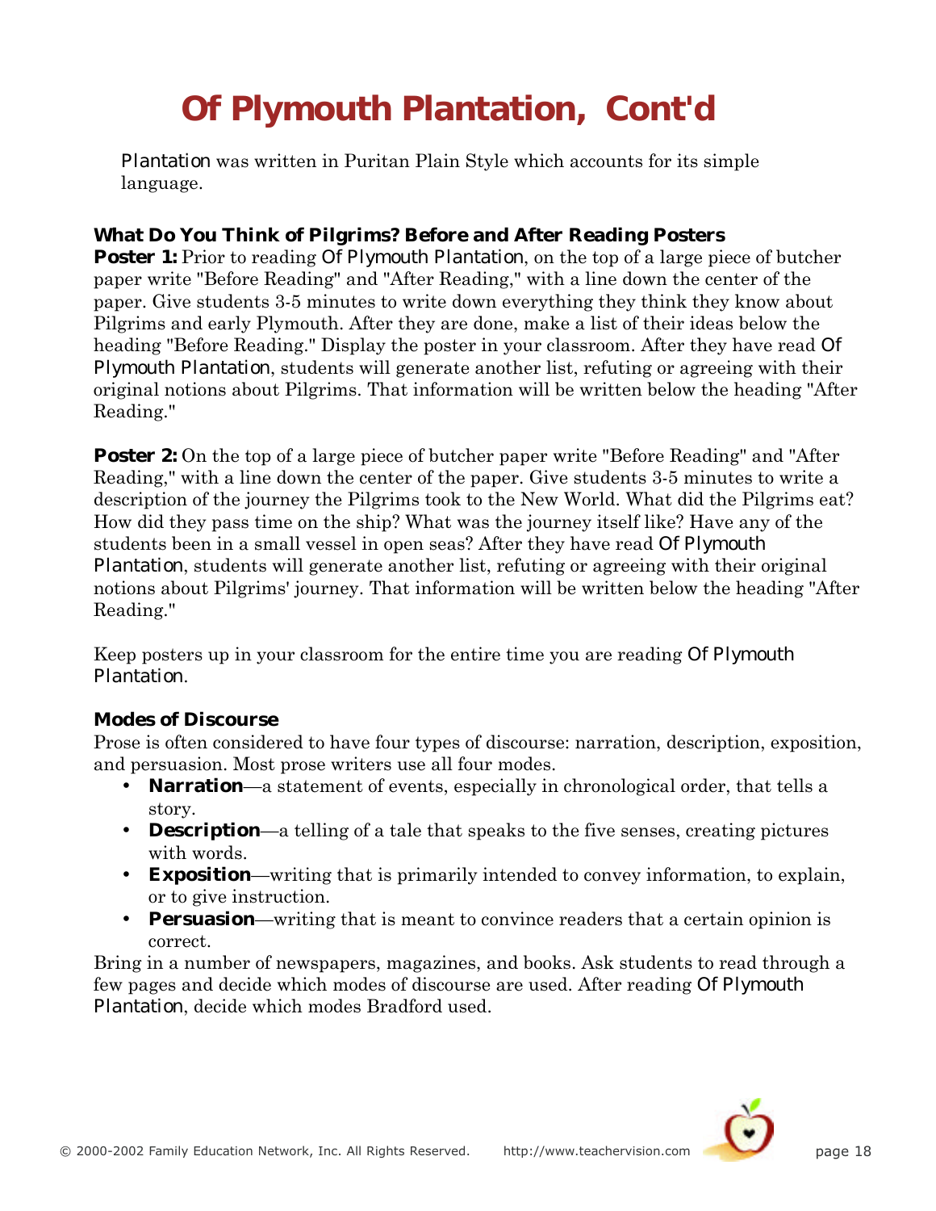# Of Plymouth Plantation, Cont'd

*Plantation* was written in Puritan Plain Style which accounts for its simple language.

**What Do You Think of Pilgrims? Before and After Reading Posters**

**Poster 1:** Prior to reading *Of Plymouth Plantation*, on the top of a large piece of butcher paper write "Before Reading" and "After Reading," with a line down the center of the paper. Give students 3-5 minutes to write down everything they think they know about Pilgrims and early Plymouth. After they are done, make a list of their ideas below the heading "Before Reading." Display the poster in your classroom. After they have read *Of Plymouth Plantation*, students will generate another list, refuting or agreeing with their original notions about Pilgrims. That information will be written below the heading "After Reading."

**Poster 2:** On the top of a large piece of butcher paper write "Before Reading" and "After Reading," with a line down the center of the paper. Give students 3-5 minutes to write a description of the journey the Pilgrims took to the New World. What did the Pilgrims eat? How did they pass time on the ship? What was the journey itself like? Have any of the students been in a small vessel in open seas? After they have read *Of Plymouth Plantation*, students will generate another list, refuting or agreeing with their original notions about Pilgrims' journey. That information will be written below the heading "After Reading."

Keep posters up in your classroom for the entire time you are reading *Of Plymouth Plantation*.

**Modes of Discourse**

Prose is often considered to have four types of discourse: narration, description, exposition, and persuasion. Most prose writers use all four modes.

- **Narration**—a statement of events, especially in chronological order, that tells a story.
- **Description**—a telling of a tale that speaks to the five senses, creating pictures with words.
- **Exposition**—writing that is primarily intended to convey information, to explain, or to give instruction.
- **Persuasion**—writing that is meant to convince readers that a certain opinion is correct.

Bring in a number of newspapers, magazines, and books. Ask students to read through a few pages and decide which modes of discourse are used. After reading *Of Plymouth Plantation*, decide which modes Bradford used.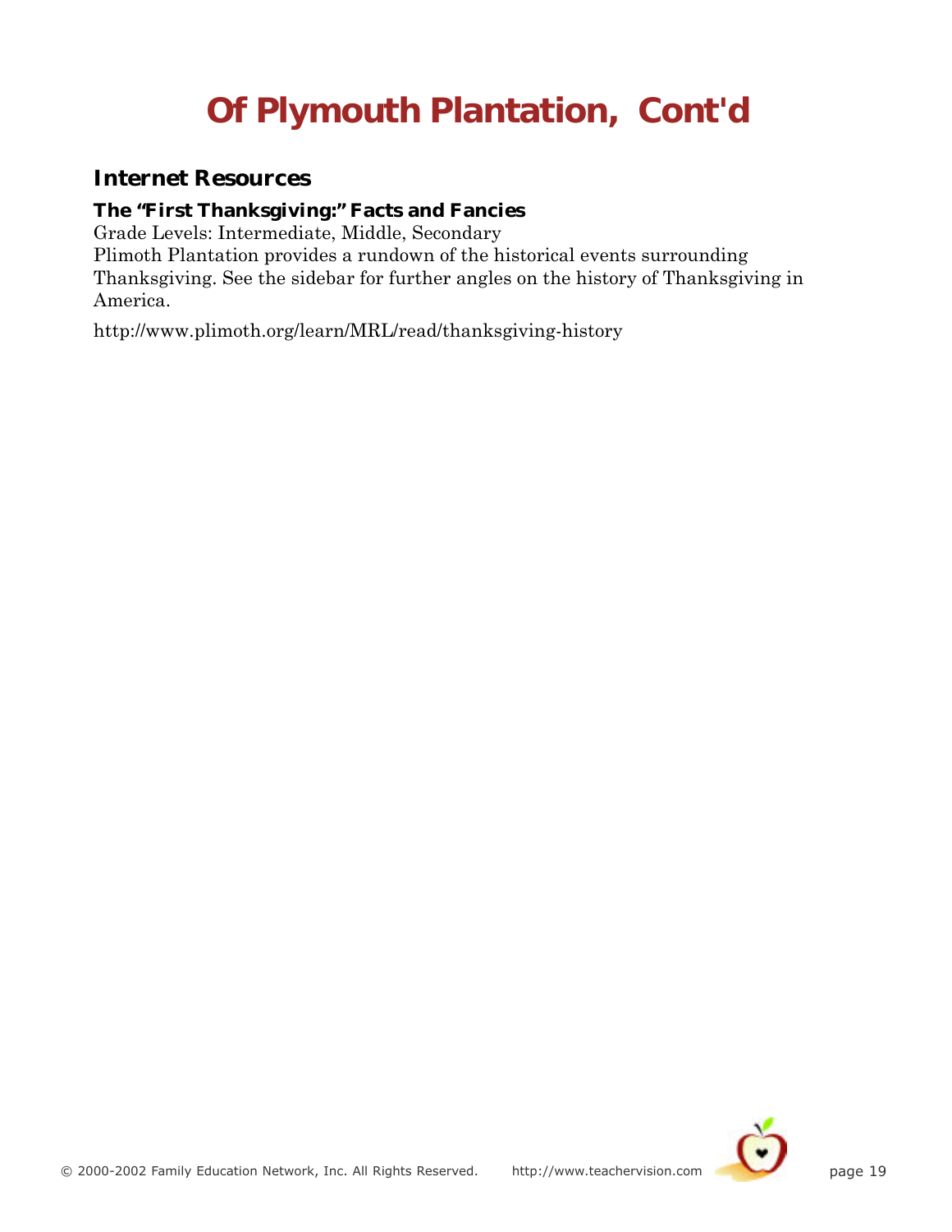# Of Plymouth Plantation, Cont'd

## Internet Resources

### The "First Thanksgiving:" Facts and Fancies

Grade Levels: Intermediate, Middle, Secondary

Plimoth Plantation provides a rundown of the historical events surrounding Thanksgiving. See the sidebar for further angles on the history of Thanksgiving in America.

http://www.plimoth.org/learn/MRL/read/thanksgiving-history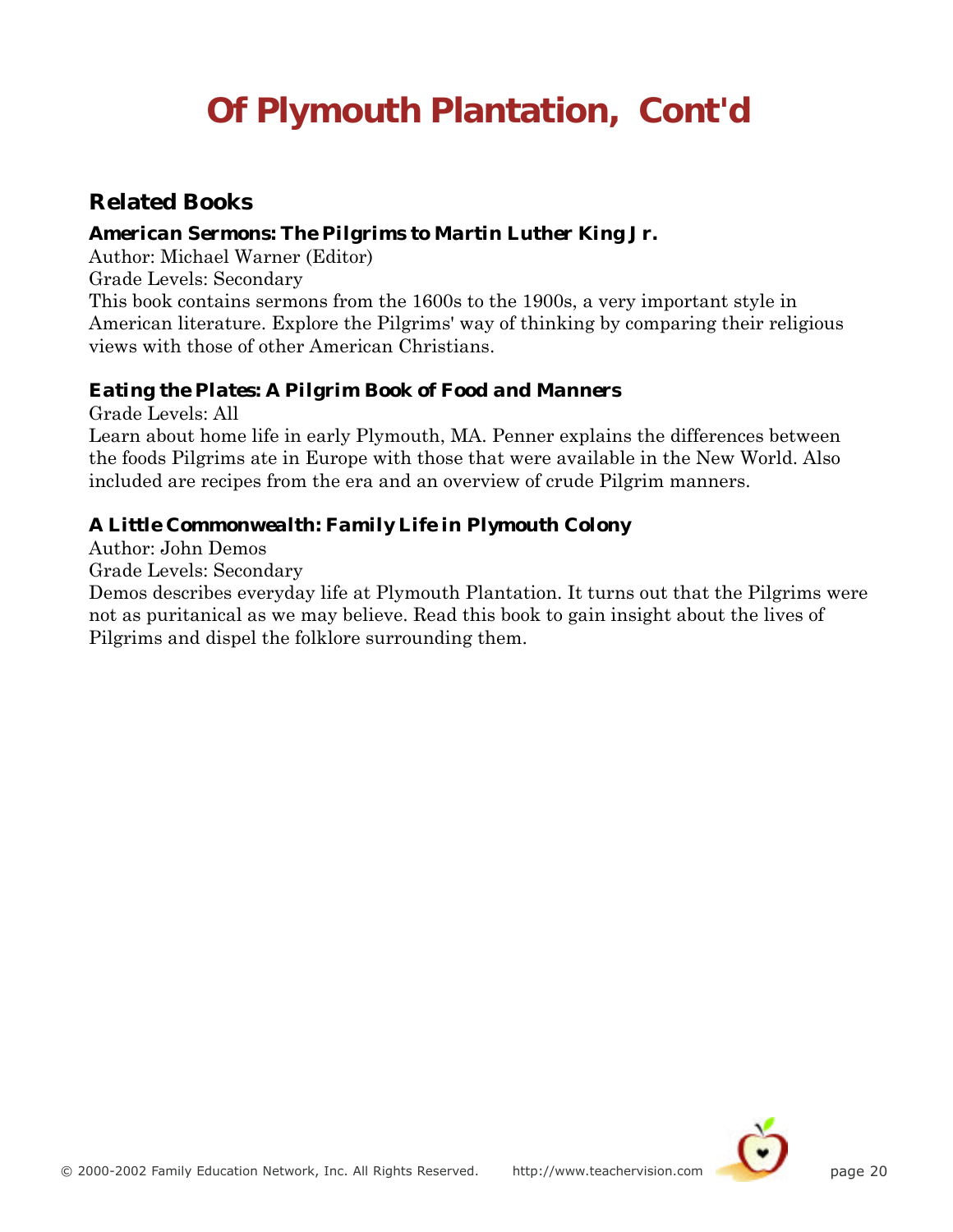# Of Plymouth Plantation, Cont'd

## Related Books

### American Sermons: The Pilgrims to Martin Luther King Jr.

Author: Michael Warner (Editor)
Grade Levels: Secondary
This book contains sermons from the 1600s to the 1900s, a very important style in American literature. Explore the Pilgrims' way of thinking by comparing their religious views with those of other American Christians.

### Eating the Plates: A Pilgrim Book of Food and Manners

Grade Levels: All
Learn about home life in early Plymouth, MA. Penner explains the differences between the foods Pilgrims ate in Europe with those that were available in the New World. Also included are recipes from the era and an overview of crude Pilgrim manners.

### A Little Commonwealth: Family Life in Plymouth Colony

Author: John Demos
Grade Levels: Secondary
Demos describes everyday life at Plymouth Plantation. It turns out that the Pilgrims were not as puritanical as we may believe. Read this book to gain insight about the lives of Pilgrims and dispel the folklore surrounding them.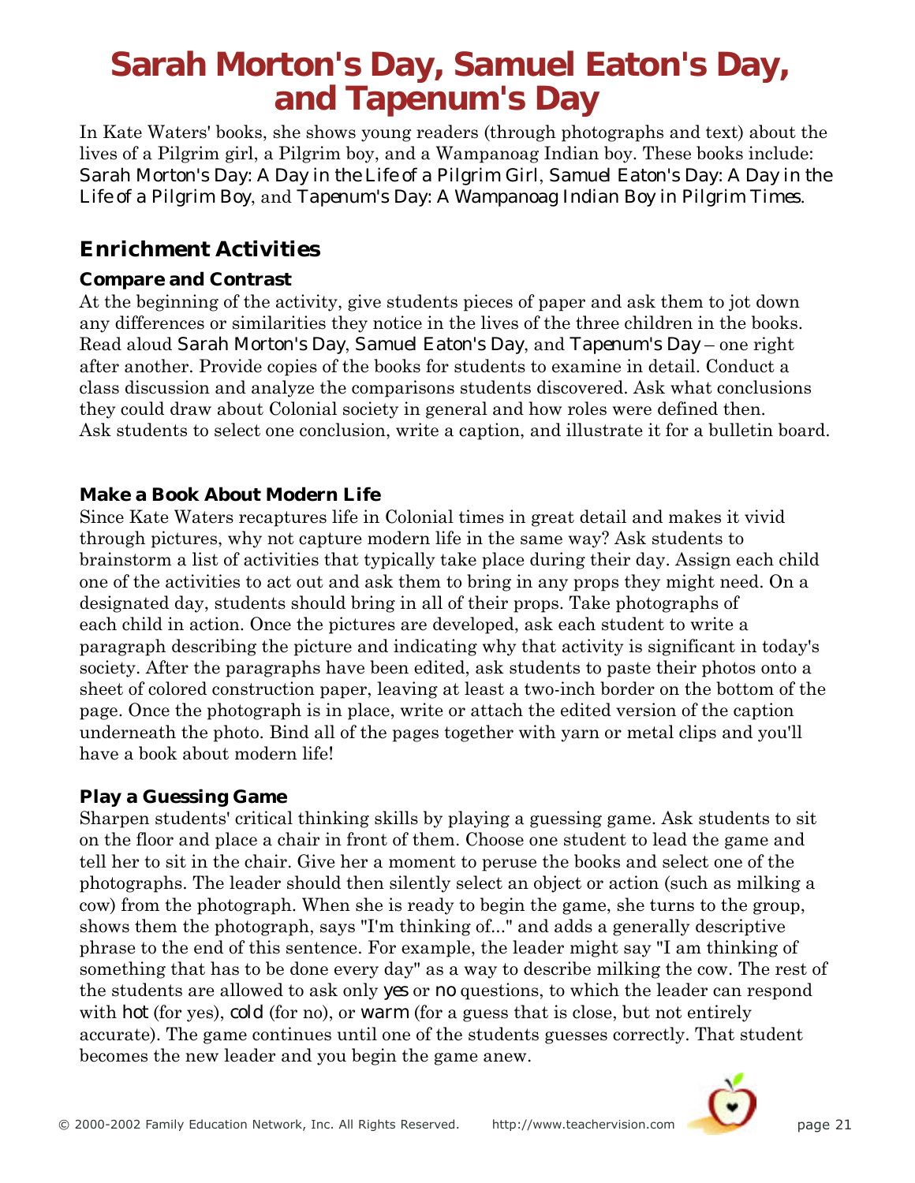# Sarah Morton's Day, Samuel Eaton's Day, and Tapenum's Day

In Kate Waters' books, she shows young readers (through photographs and text) about the lives of a Pilgrim girl, a Pilgrim boy, and a Wampanoag Indian boy. These books include: *Sarah Morton's Day: A Day in the Life of a Pilgrim Girl*, *Samuel Eaton's Day: A Day in the Life of a Pilgrim Boy*, and *Tapenum's Day: A Wampanoag Indian Boy in Pilgrim Times*.

## Enrichment Activities

### Compare and Contrast

At the beginning of the activity, give students pieces of paper and ask them to jot down any differences or similarities they notice in the lives of the three children in the books. Read aloud *Sarah Morton's Day*, *Samuel Eaton's Day*, and *Tapenum's Day* – one right after another. Provide copies of the books for students to examine in detail. Conduct a class discussion and analyze the comparisons students discovered. Ask what conclusions they could draw about Colonial society in general and how roles were defined then. Ask students to select one conclusion, write a caption, and illustrate it for a bulletin board.

### Make a Book About Modern Life

Since Kate Waters recaptures life in Colonial times in great detail and makes it vivid through pictures, why not capture modern life in the same way? Ask students to brainstorm a list of activities that typically take place during their day. Assign each child one of the activities to act out and ask them to bring in any props they might need. On a designated day, students should bring in all of their props. Take photographs of each child in action. Once the pictures are developed, ask each student to write a paragraph describing the picture and indicating why that activity is significant in today's society. After the paragraphs have been edited, ask students to paste their photos onto a sheet of colored construction paper, leaving at least a two-inch border on the bottom of the page. Once the photograph is in place, write or attach the edited version of the caption underneath the photo. Bind all of the pages together with yarn or metal clips and you'll have a book about modern life!

### Play a Guessing Game

Sharpen students' critical thinking skills by playing a guessing game. Ask students to sit on the floor and place a chair in front of them. Choose one student to lead the game and tell her to sit in the chair. Give her a moment to peruse the books and select one of the photographs. The leader should then silently select an object or action (such as milking a cow) from the photograph. When she is ready to begin the game, she turns to the group, shows them the photograph, says "I'm thinking of..." and adds a generally descriptive phrase to the end of this sentence. For example, the leader might say "I am thinking of something that has to be done every day" as a way to describe milking the cow. The rest of the students are allowed to ask only *yes* or *no* questions, to which the leader can respond with *hot* (for yes), *cold* (for no), or *warm* (for a guess that is close, but not entirely accurate). The game continues until one of the students guesses correctly. That student becomes the new leader and you begin the game anew.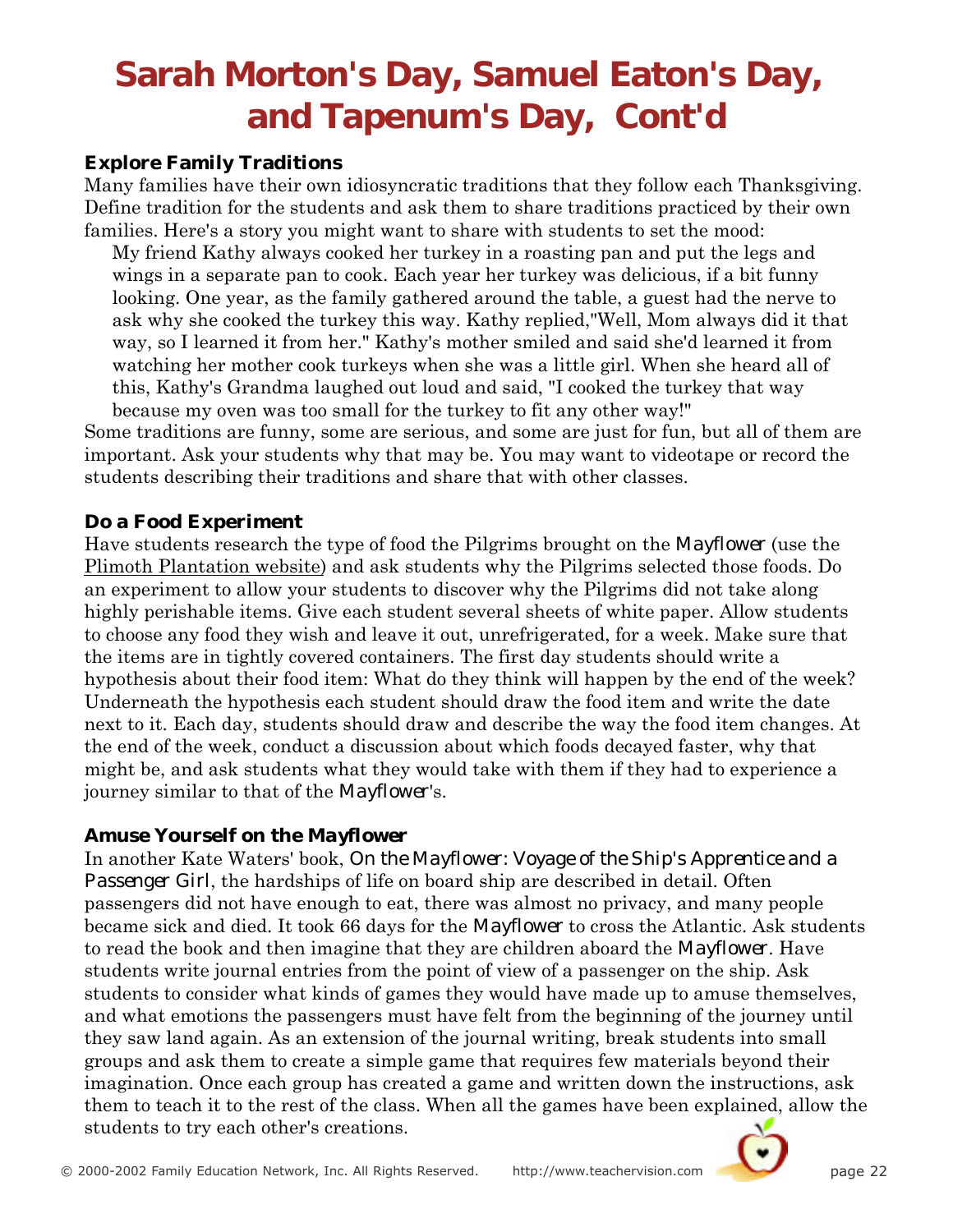# Sarah Morton's Day, Samuel Eaton's Day, and Tapenum's Day, Cont'd

### Explore Family Traditions

Many families have their own idiosyncratic traditions that they follow each Thanksgiving. Define tradition for the students and ask them to share traditions practiced by their own families. Here's a story you might want to share with students to set the mood:

> My friend Kathy always cooked her turkey in a roasting pan and put the legs and wings in a separate pan to cook. Each year her turkey was delicious, if a bit funny looking. One year, as the family gathered around the table, a guest had the nerve to ask why she cooked the turkey this way. Kathy replied,"Well, Mom always did it that way, so I learned it from her." Kathy's mother smiled and said she'd learned it from watching her mother cook turkeys when she was a little girl. When she heard all of this, Kathy's Grandma laughed out loud and said, "I cooked the turkey that way because my oven was too small for the turkey to fit any other way!"

Some traditions are funny, some are serious, and some are just for fun, but all of them are important. Ask your students why that may be. You may want to videotape or record the students describing their traditions and share that with other classes.

### Do a Food Experiment

Have students research the type of food the Pilgrims brought on the *Mayflower* (use the Plimoth Plantation website) and ask students why the Pilgrims selected those foods. Do an experiment to allow your students to discover why the Pilgrims did not take along highly perishable items. Give each student several sheets of white paper. Allow students to choose any food they wish and leave it out, unrefrigerated, for a week. Make sure that the items are in tightly covered containers. The first day students should write a hypothesis about their food item: What do they think will happen by the end of the week? Underneath the hypothesis each student should draw the food item and write the date next to it. Each day, students should draw and describe the way the food item changes. At the end of the week, conduct a discussion about which foods decayed faster, why that might be, and ask students what they would take with them if they had to experience a journey similar to that of the *Mayflower*'s.

### Amuse Yourself on the *Mayflower*

In another Kate Waters' book, *On the Mayflower: Voyage of the Ship's Apprentice and a Passenger Girl*, the hardships of life on board ship are described in detail. Often passengers did not have enough to eat, there was almost no privacy, and many people became sick and died. It took 66 days for the *Mayflower* to cross the Atlantic. Ask students to read the book and then imagine that they are children aboard the *Mayflower*. Have students write journal entries from the point of view of a passenger on the ship. Ask students to consider what kinds of games they would have made up to amuse themselves, and what emotions the passengers must have felt from the beginning of the journey until they saw land again. As an extension of the journal writing, break students into small groups and ask them to create a simple game that requires few materials beyond their imagination. Once each group has created a game and written down the instructions, ask them to teach it to the rest of the class. When all the games have been explained, allow the students to try each other's creations.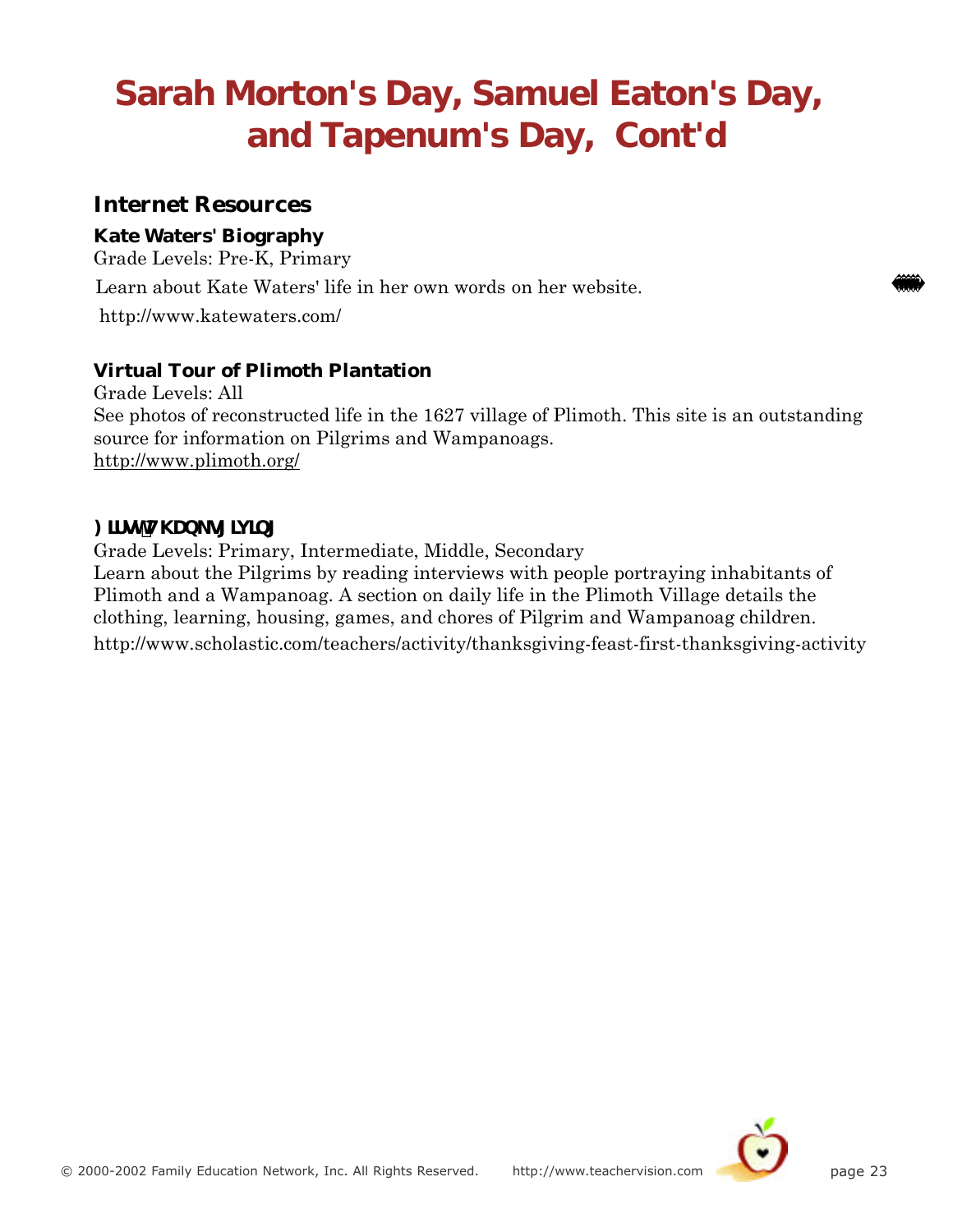# Sarah Morton's Day, Samuel Eaton's Day, and Tapenum's Day, Cont'd

## Internet Resources

### Kate Waters' Biography

Grade Levels: Pre-K, Primary

Learn about Kate Waters' life in her own words on her website.

http://www.katewaters.com/

### Virtual Tour of Plimoth Plantation

Grade Levels: All

See photos of reconstructed life in the 1627 village of Plimoth. This site is an outstanding source for information on Pilgrims and Wampanoags.

http://www.plimoth.org/

### First Thanksgiving

Grade Levels: Primary, Intermediate, Middle, Secondary

Learn about the Pilgrims by reading interviews with people portraying inhabitants of Plimoth and a Wampanoag. A section on daily life in the Plimoth Village details the clothing, learning, housing, games, and chores of Pilgrim and Wampanoag children.

http://www.scholastic.com/teachers/activity/thanksgiving-feast-first-thanksgiving-activity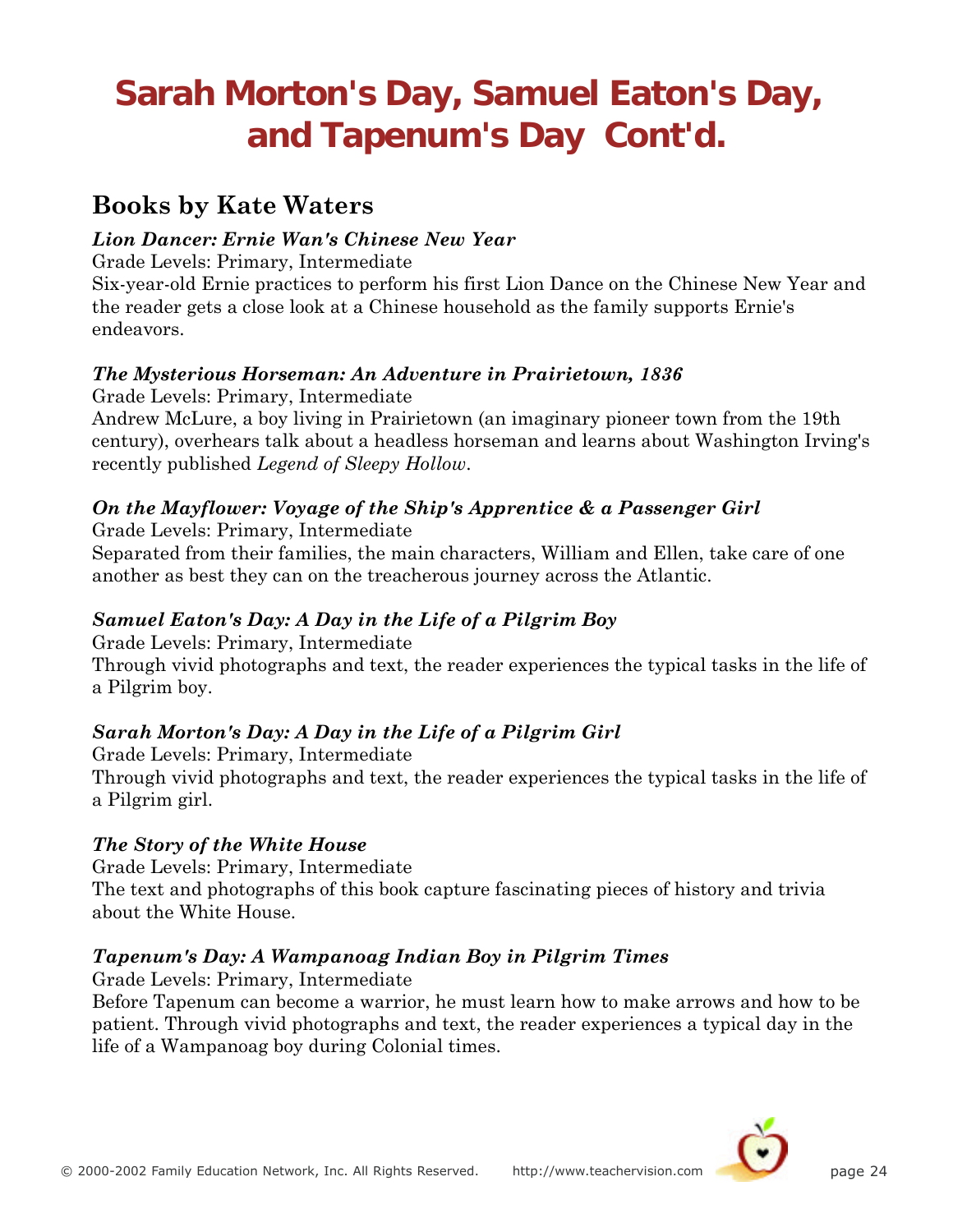# Sarah Morton's Day, Samuel Eaton's Day, and Tapenum's Day Cont'd.

## Books by Kate Waters

***Lion Dancer: Ernie Wan's Chinese New Year***
Grade Levels: Primary, Intermediate
Six-year-old Ernie practices to perform his first Lion Dance on the Chinese New Year and the reader gets a close look at a Chinese household as the family supports Ernie's endeavors.

***The Mysterious Horseman: An Adventure in Prairietown, 1836***
Grade Levels: Primary, Intermediate
Andrew McLure, a boy living in Prairietown (an imaginary pioneer town from the 19th century), overhears talk about a headless horseman and learns about Washington Irving's recently published *Legend of Sleepy Hollow*.

***On the Mayflower: Voyage of the Ship's Apprentice & a Passenger Girl***
Grade Levels: Primary, Intermediate
Separated from their families, the main characters, William and Ellen, take care of one another as best they can on the treacherous journey across the Atlantic.

***Samuel Eaton's Day: A Day in the Life of a Pilgrim Boy***
Grade Levels: Primary, Intermediate
Through vivid photographs and text, the reader experiences the typical tasks in the life of a Pilgrim boy.

***Sarah Morton's Day: A Day in the Life of a Pilgrim Girl***
Grade Levels: Primary, Intermediate
Through vivid photographs and text, the reader experiences the typical tasks in the life of a Pilgrim girl.

***The Story of the White House***
Grade Levels: Primary, Intermediate
The text and photographs of this book capture fascinating pieces of history and trivia about the White House.

***Tapenum's Day: A Wampanoag Indian Boy in Pilgrim Times***
Grade Levels: Primary, Intermediate
Before Tapenum can become a warrior, he must learn how to make arrows and how to be patient. Through vivid photographs and text, the reader experiences a typical day in the life of a Wampanoag boy during Colonial times.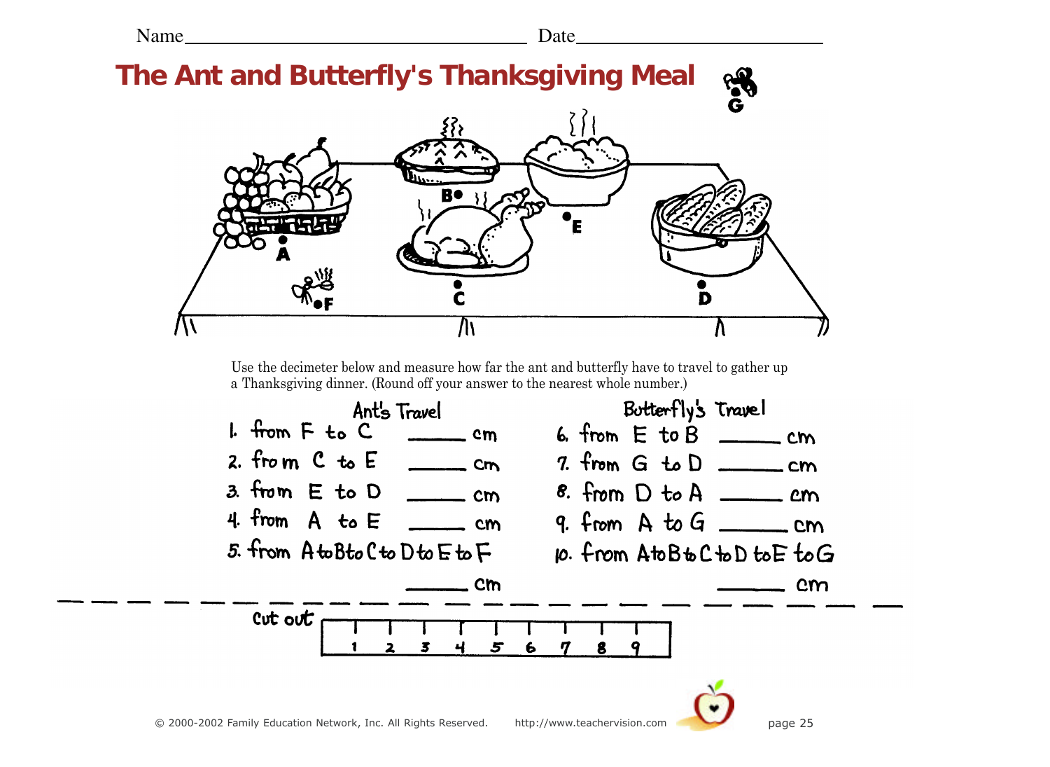Name________________________ Date________________________

# The Ant and Butterfly's Thanksgiving Meal

Use the decimeter below and measure how far the ant and butterfly have to travel to gather up a Thanksgiving dinner. (Round off your answer to the nearest whole number.)

**Ant's Travel**

1. from F to C _____ cm
2. from C to E _____ cm
3. from E to D _____ cm
4. from A to E _____ cm
5. from A to B to C to D to E to F _____ cm

**Butterfly's Travel**

6. from E to B _____ cm
7. from G to D _____ cm
8. from D to A _____ cm
9. from A to G _____ cm
10. from A to B to C to D to E to G _____ cm

Cut out

| 1 | 2 | 3 | 4 | 5 | 6 | 7 | 8 | 9 |
|---|---|---|---|---|---|---|---|---|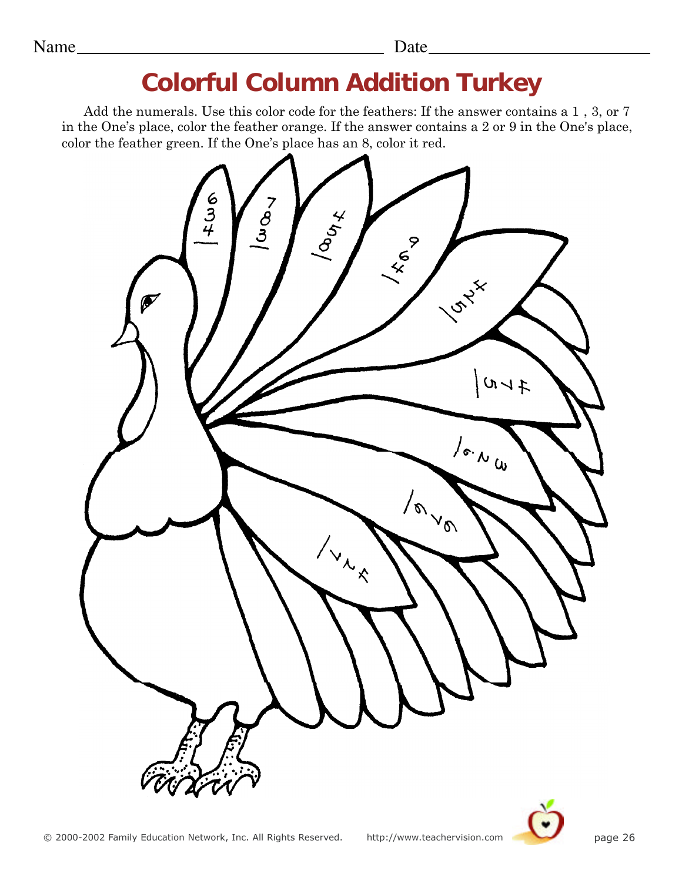Name________________________________ Date____________________

# Colorful Column Addition Turkey

Add the numerals. Use this color code for the feathers: If the answer contains a 1 , 3, or 7 in the One's place, color the feather orange. If the answer contains a 2 or 9 in the One's place, color the feather green. If the One's place has an 8, color it red.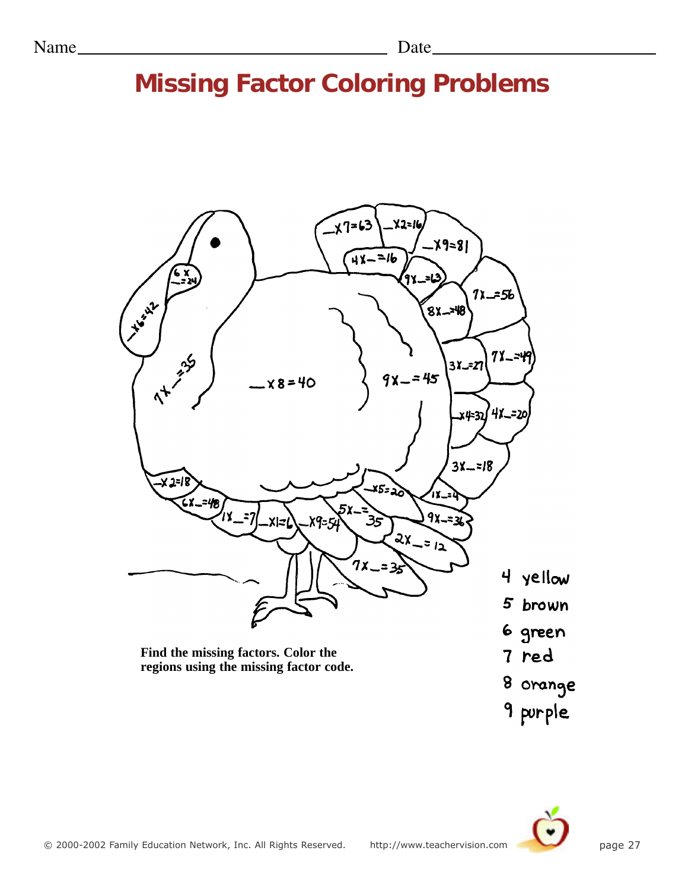Name\_\_\_\_\_\_\_\_\_\_\_\_\_\_\_\_\_\_\_\_\_\_\_\_\_\_\_\_\_\_\_\_\_\_ Date\_\_\_\_\_\_\_\_\_\_\_\_\_\_\_\_\_\_\_\_\_\_\_\_

# Missing Factor Coloring Problems

$\_ \times 7 = 63$

$\_ \times 2 = 16$

$\_ \times 9 = 81$

$4 \times \_ = 16$

$9 \times \_ = 63$

$7 \times \_ = 56$

$8 \times \_ = 48$

$6 \times \_ = 24$

$\_ \times 6 = 42$

$7 \times \_ = 35$

$\_ \times 8 = 40$

$9 \times \_ = 45$

$3 \times \_ = 27$

$7 \times \_ = 49$

$\_ \times 4 = 32$

$4 \times \_ = 20$

$3 \times \_ = 18$

$\_ \times 2 = 18$

$6 \times \_ = 48$

$1 \times \_ = 7$

$\_ \times 1 = 6$

$\_ \times 9 = 54$

$5 \times \_ = 35$

$\_ \times 5 = 20$

$1 \times \_ = 4$

$9 \times \_ = 36$

$2 \times \_ = 12$

$7 \times \_ = 35$

4 yellow
5 brown
6 green
7 red
8 orange
9 purple

**Find the missing factors. Color the regions using the missing factor code.**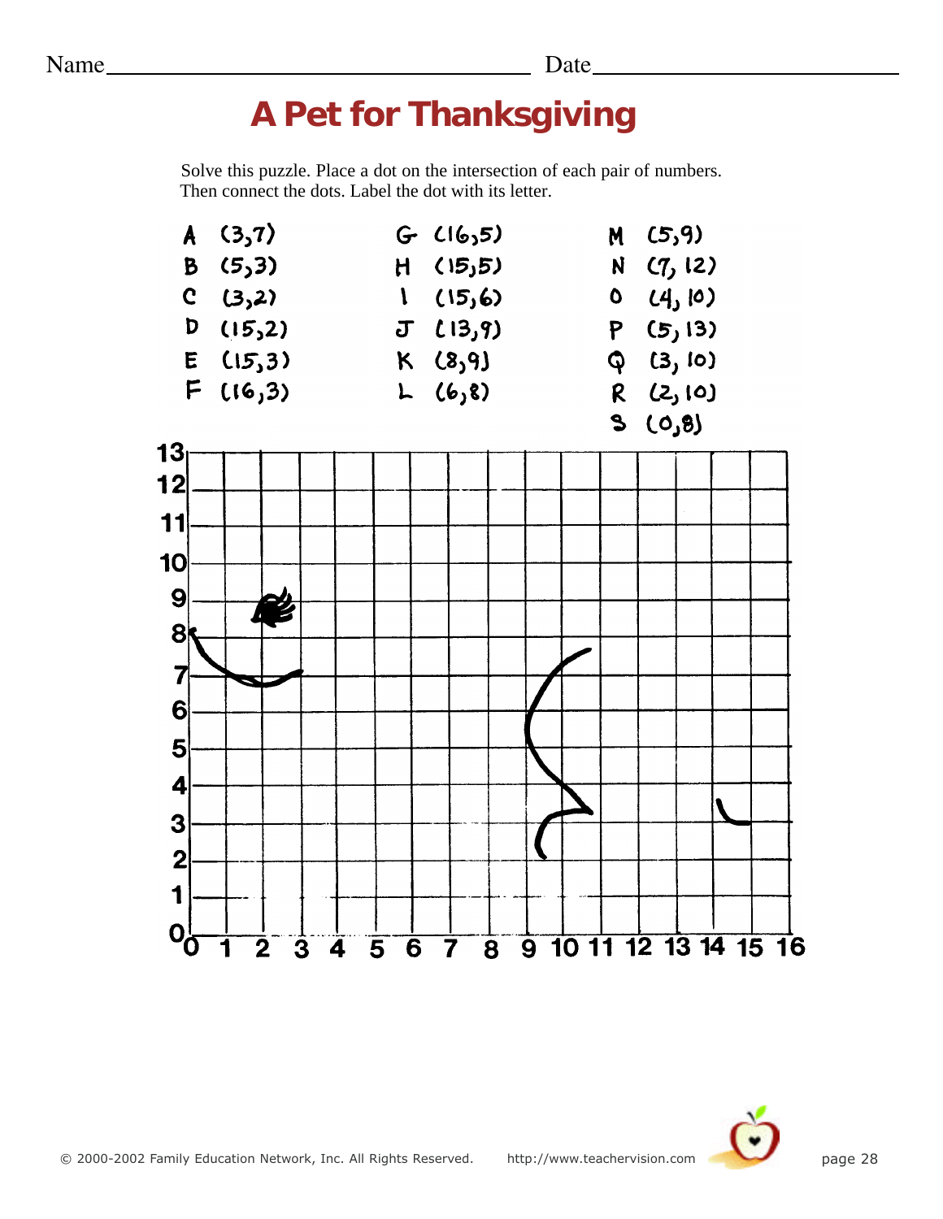Name_______________________________ Date_______________________

# A Pet for Thanksgiving

Solve this puzzle. Place a dot on the intersection of each pair of numbers. Then connect the dots. Label the dot with its letter.

| | | |
|---|---|---|
| A (3,7) | G (16,5) | M (5,9) |
| B (5,3) | H (15,5) | N (7, 12) |
| C (3,2) | I (15,6) | O (4, 10) |
| D (15,2) | J (13,9) | P (5, 13) |
| E (15,3) | K (8,9) | Q (3, 10) |
| F (16,3) | L (6,8) | R (2, 10) |
| | | S (0,8) |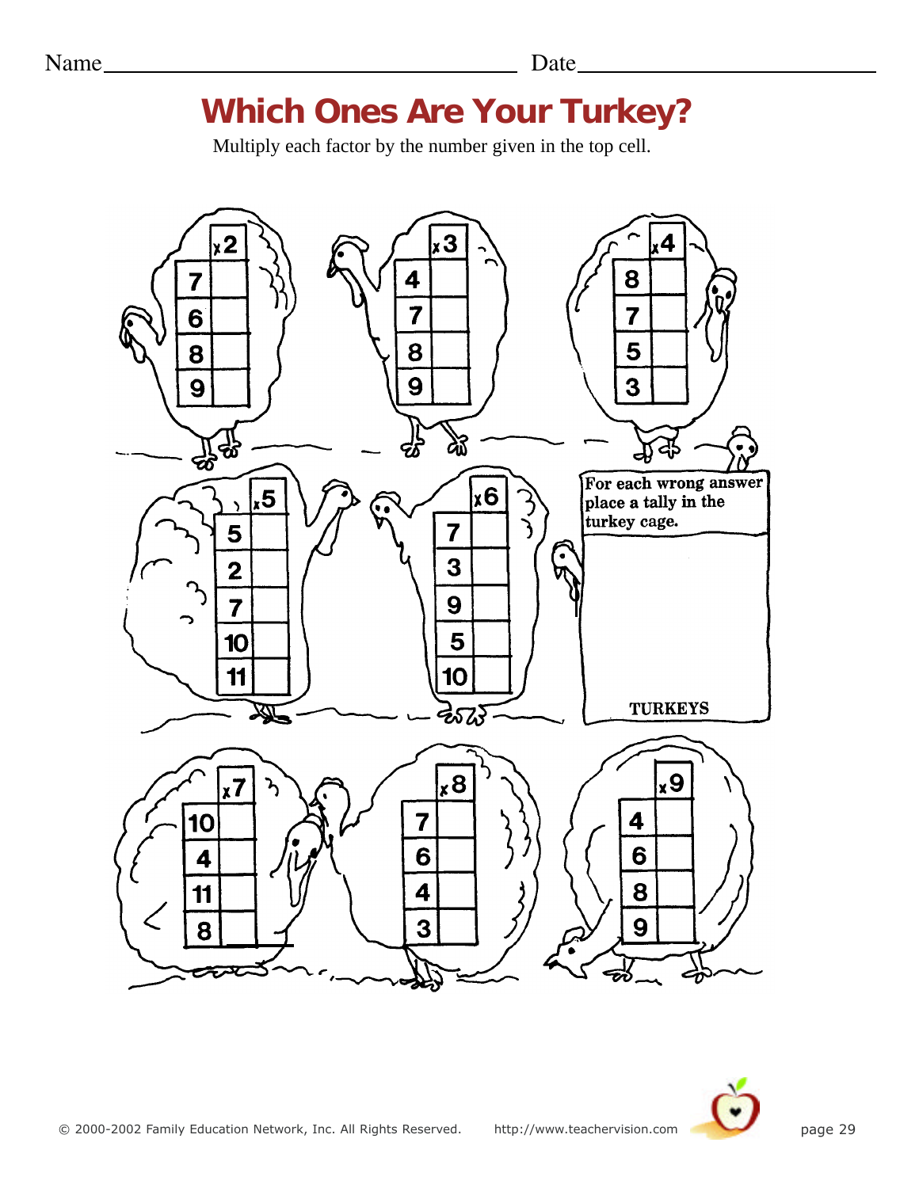Name________________________________ Date__________________________

# Which Ones Are Your Turkey?

Multiply each factor by the number given in the top cell.

| | x2 |
|---|---|
| 7 | |
| 6 | |
| 8 | |
| 9 | |

| | x3 |
|---|---|
| 4 | |
| 7 | |
| 8 | |
| 9 | |

| | x4 |
|---|---|
| 8 | |
| 7 | |
| 5 | |
| 3 | |

| | x5 |
|---|---|
| 5 | |
| 2 | |
| 7 | |
| 10 | |
| 11 | |

| | x6 |
|---|---|
| 7 | |
| 3 | |
| 9 | |
| 5 | |
| 10 | |

For each wrong answer place a tally in the turkey cage.

TURKEYS

| | x7 |
|---|---|
| 10 | |
| 4 | |
| 11 | |
| 8 | |

| | x8 |
|---|---|
| 7 | |
| 6 | |
| 4 | |
| 3 | |

| | x9 |
|---|---|
| 4 | |
| 6 | |
| 8 | |
| 9 | |

© 2000-2002 Family Education Network, Inc. All Rights Reserved. http://www.teachervision.com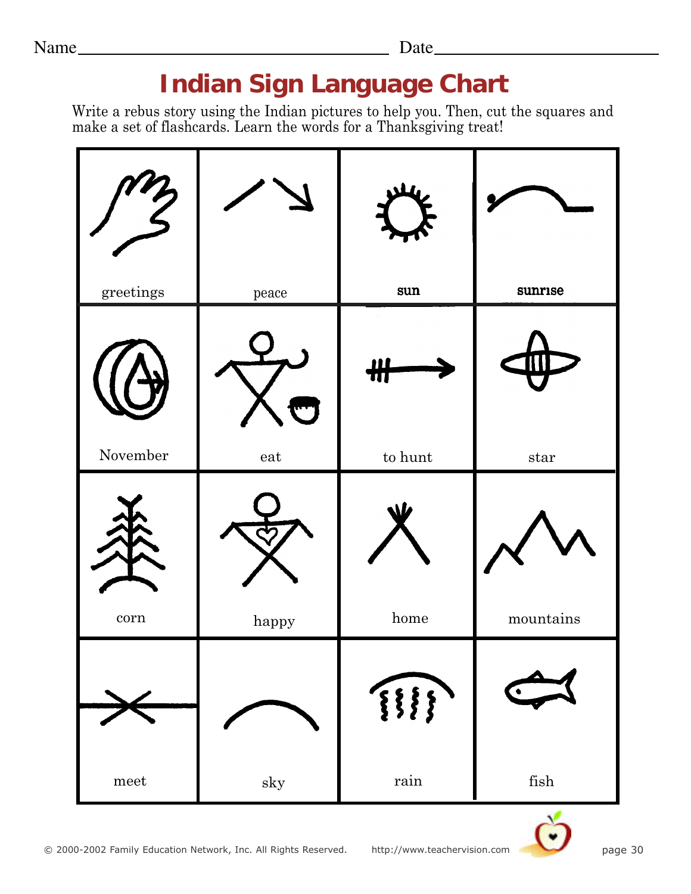Name________________________________ Date______________________

# Indian Sign Language Chart

Write a rebus story using the Indian pictures to help you. Then, cut the squares and make a set of flashcards. Learn the words for a Thanksgiving treat!

| | | | |
|---|---|---|---|
| greetings | peace | **sun** | **sunrise** |
| November | eat | to hunt | star |
| corn | happy | home | mountains |
| meet | sky | rain | fish |

© 2000-2002 Family Education Network, Inc. All Rights Reserved. http://www.teachervision.com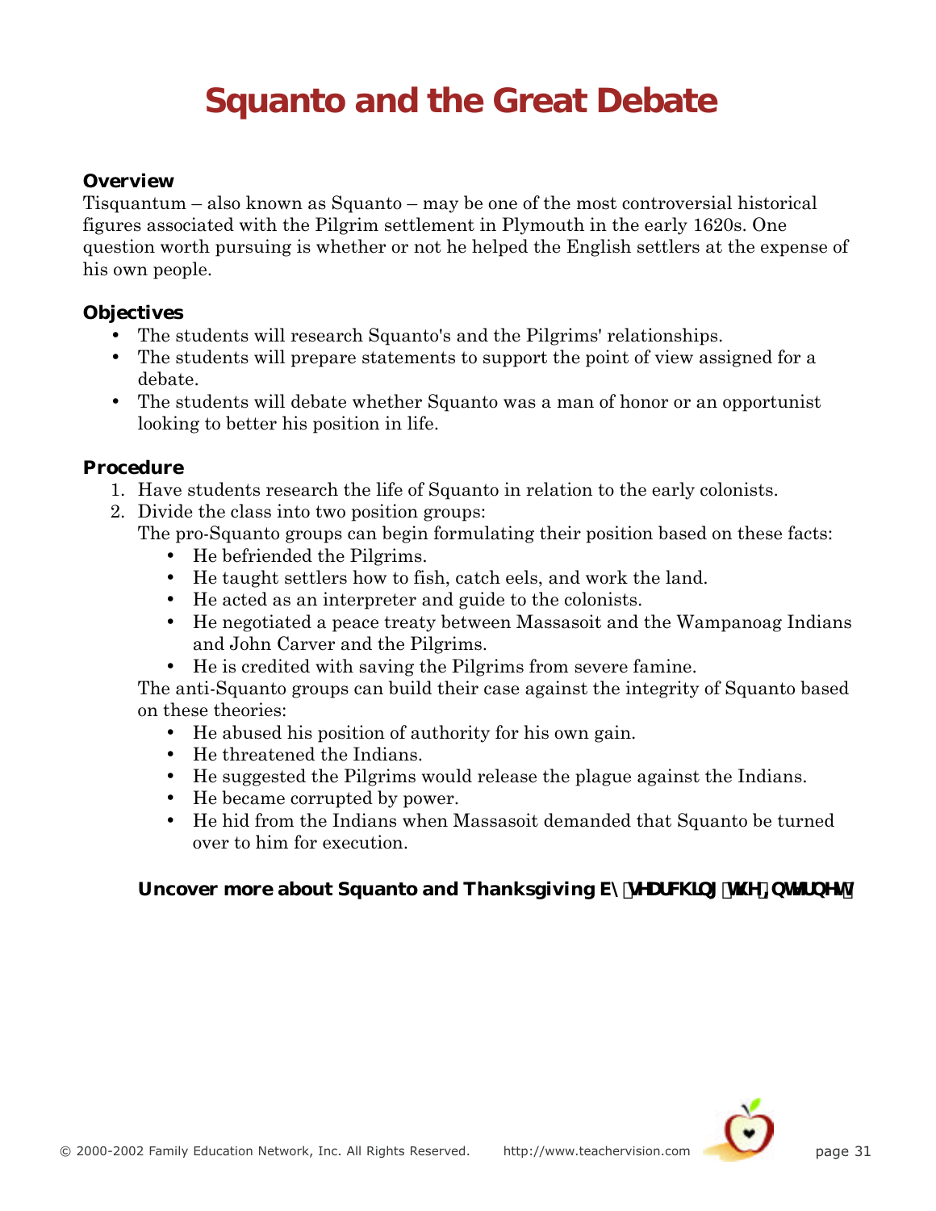# Squanto and the Great Debate

**Overview**

Tisquantum – also known as Squanto – may be one of the most controversial historical figures associated with the Pilgrim settlement in Plymouth in the early 1620s. One question worth pursuing is whether or not he helped the English settlers at the expense of his own people.

**Objectives**

- The students will research Squanto's and the Pilgrims' relationships.
- The students will prepare statements to support the point of view assigned for a debate.
- The students will debate whether Squanto was a man of honor or an opportunist looking to better his position in life.

**Procedure**

1. Have students research the life of Squanto in relation to the early colonists.
2. Divide the class into two position groups:
   The pro-Squanto groups can begin formulating their position based on these facts:
   - He befriended the Pilgrims.
   - He taught settlers how to fish, catch eels, and work the land.
   - He acted as an interpreter and guide to the colonists.
   - He negotiated a peace treaty between Massasoit and the Wampanoag Indians and John Carver and the Pilgrims.
   - He is credited with saving the Pilgrims from severe famine.

   The anti-Squanto groups can build their case against the integrity of Squanto based on these theories:
   - He abused his position of authority for his own gain.
   - He threatened the Indians.
   - He suggested the Pilgrims would release the plague against the Indians.
   - He became corrupted by power.
   - He hid from the Indians when Massasoit demanded that Squanto be turned over to him for execution.

**Uncover more about Squanto and Thanksgiving by searching the Internet.**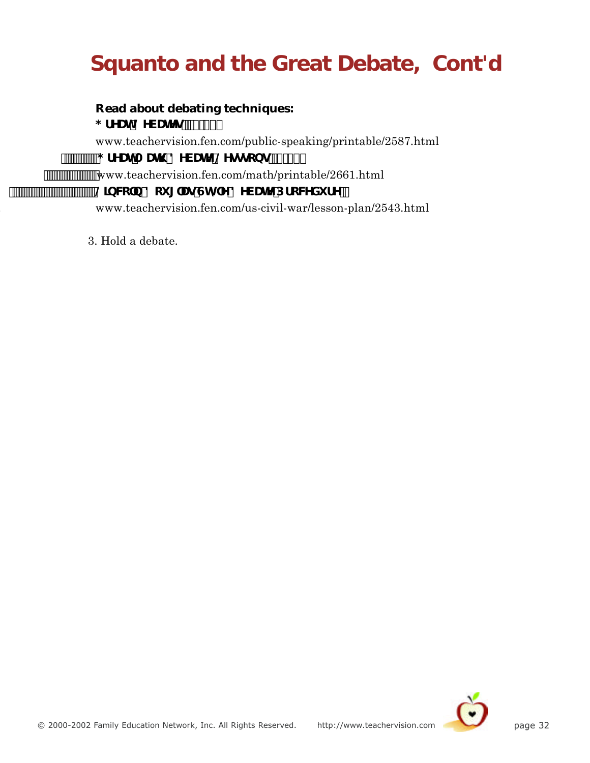# Squanto and the Great Debate, Cont'd

**Read about debating techniques:**

**Great Debates**

www.teachervision.fen.com/public-speaking/printable/2587.html

**Great Math Debate Lessons**

www.teachervision.fen.com/math/printable/2661.html

**Lincoln-Douglas Style Debate Procedure**

www.teachervision.fen.com/us-civil-war/lesson-plan/2543.html

3. Hold a debate.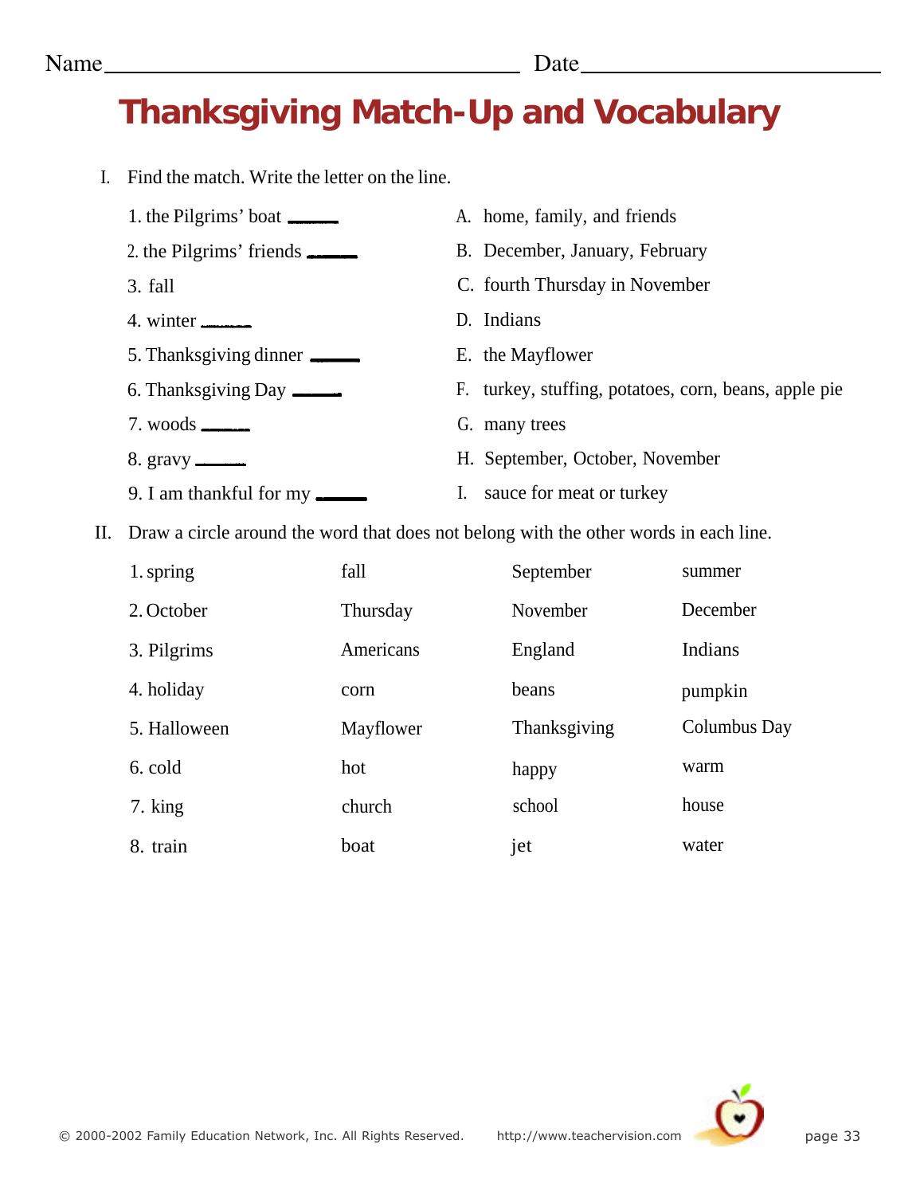Name\_\_\_\_\_\_\_\_\_\_\_\_\_\_\_\_\_\_\_\_\_\_\_\_\_\_\_\_\_\_\_\_ Date\_\_\_\_\_\_\_\_\_\_\_\_\_\_\_\_\_\_\_\_\_\_\_\_

# Thanksgiving Match-Up and Vocabulary

I. Find the match. Write the letter on the line.

1. the Pilgrims' boat \_\_\_\_\_
2. the Pilgrims' friends \_\_\_\_\_
3. fall
4. winter \_\_\_\_\_
5. Thanksgiving dinner \_\_\_\_\_
6. Thanksgiving Day \_\_\_\_\_
7. woods \_\_\_\_\_
8. gravy \_\_\_\_\_
9. I am thankful for my \_\_\_\_\_

A. home, family, and friends
B. December, January, February
C. fourth Thursday in November
D. Indians
E. the Mayflower
F. turkey, stuffing, potatoes, corn, beans, apple pie
G. many trees
H. September, October, November
I. sauce for meat or turkey

II. Draw a circle around the word that does not belong with the other words in each line.

| | | | |
|---|---|---|---|
| 1. spring | fall | September | summer |
| 2. October | Thursday | November | December |
| 3. Pilgrims | Americans | England | Indians |
| 4. holiday | corn | beans | pumpkin |
| 5. Halloween | Mayflower | Thanksgiving | Columbus Day |
| 6. cold | hot | happy | warm |
| 7. king | church | school | house |
| 8. train | boat | jet | water |

© 2000-2002 Family Education Network, Inc. All Rights Reserved. http://www.teachervision.com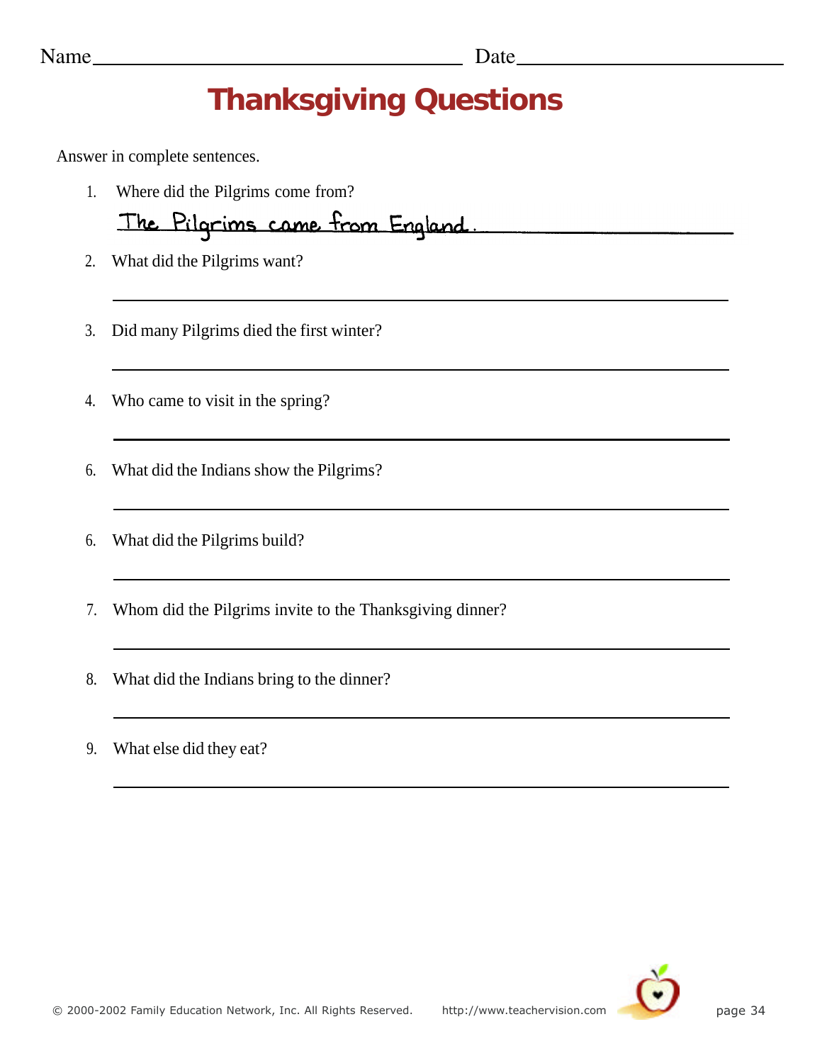Name________________________________ Date____________________

# Thanksgiving Questions

Answer in complete sentences.

1. Where did the Pilgrims come from?

   The Pilgrims came from England.

2. What did the Pilgrims want?

   ______________________________________________

3. Did many Pilgrims died the first winter?

   ______________________________________________

4. Who came to visit in the spring?

   ______________________________________________

6. What did the Indians show the Pilgrims?

   ______________________________________________

6. What did the Pilgrims build?

   ______________________________________________

7. Whom did the Pilgrims invite to the Thanksgiving dinner?

   ______________________________________________

8. What did the Indians bring to the dinner?

   ______________________________________________

9. What else did they eat?

   ______________________________________________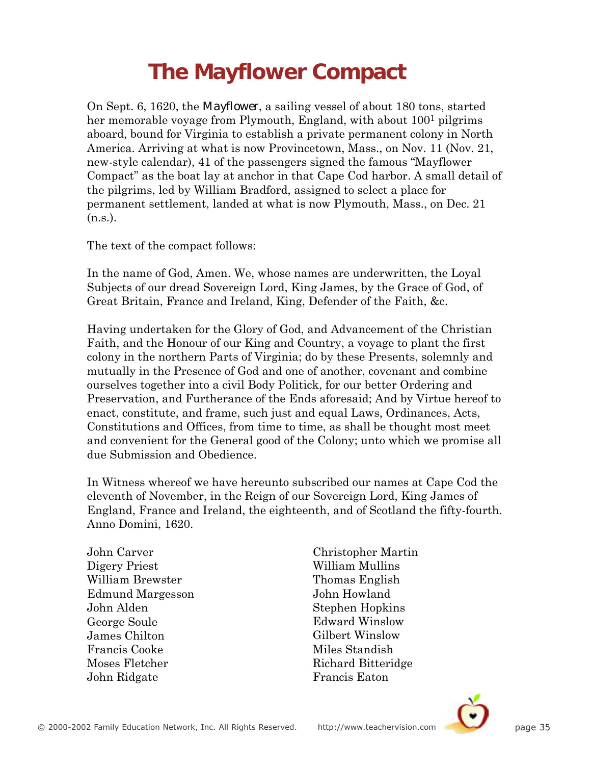# The Mayflower Compact

On Sept. 6, 1620, the *Mayflower*, a sailing vessel of about 180 tons, started her memorable voyage from Plymouth, England, with about 100[1] pilgrims aboard, bound for Virginia to establish a private permanent colony in North America. Arriving at what is now Provincetown, Mass., on Nov. 11 (Nov. 21, new-style calendar), 41 of the passengers signed the famous "Mayflower Compact" as the boat lay at anchor in that Cape Cod harbor. A small detail of the pilgrims, led by William Bradford, assigned to select a place for permanent settlement, landed at what is now Plymouth, Mass., on Dec. 21 (n.s.).

The text of the compact follows:

In the name of God, Amen. We, whose names are underwritten, the Loyal Subjects of our dread Sovereign Lord, King James, by the Grace of God, of Great Britain, France and Ireland, King, Defender of the Faith, &c.

Having undertaken for the Glory of God, and Advancement of the Christian Faith, and the Honour of our King and Country, a voyage to plant the first colony in the northern Parts of Virginia; do by these Presents, solemnly and mutually in the Presence of God and one of another, covenant and combine ourselves together into a civil Body Politick, for our better Ordering and Preservation, and Furtherance of the Ends aforesaid; And by Virtue hereof to enact, constitute, and frame, such just and equal Laws, Ordinances, Acts, Constitutions and Offices, from time to time, as shall be thought most meet and convenient for the General good of the Colony; unto which we promise all due Submission and Obedience.

In Witness whereof we have hereunto subscribed our names at Cape Cod the eleventh of November, in the Reign of our Sovereign Lord, King James of England, France and Ireland, the eighteenth, and of Scotland the fifty-fourth. Anno Domini, 1620.

John Carver
Digery Priest
William Brewster
Edmund Margesson
John Alden
George Soule
James Chilton
Francis Cooke
Moses Fletcher
John Ridgate
Christopher Martin
William Mullins
Thomas English
John Howland
Stephen Hopkins
Edward Winslow
Gilbert Winslow
Miles Standish
Richard Bitteridge
Francis Eaton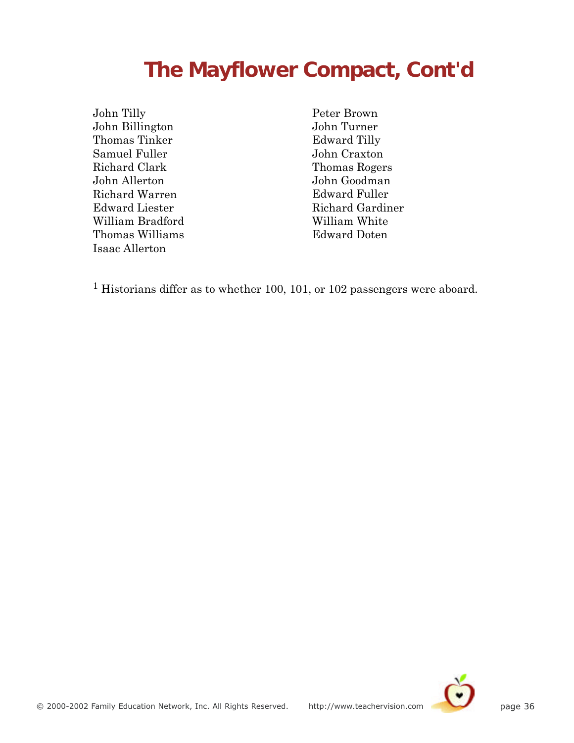# The Mayflower Compact, Cont'd

John Tilly
John Billington
Thomas Tinker
Samuel Fuller
Richard Clark
John Allerton
Richard Warren
Edward Liester
William Bradford
Thomas Williams
Isaac Allerton
Peter Brown
John Turner
Edward Tilly
John Craxton
Thomas Rogers
John Goodman
Edward Fuller
Richard Gardiner
William White
Edward Doten

[1] Historians differ as to whether 100, 101, or 102 passengers were aboard.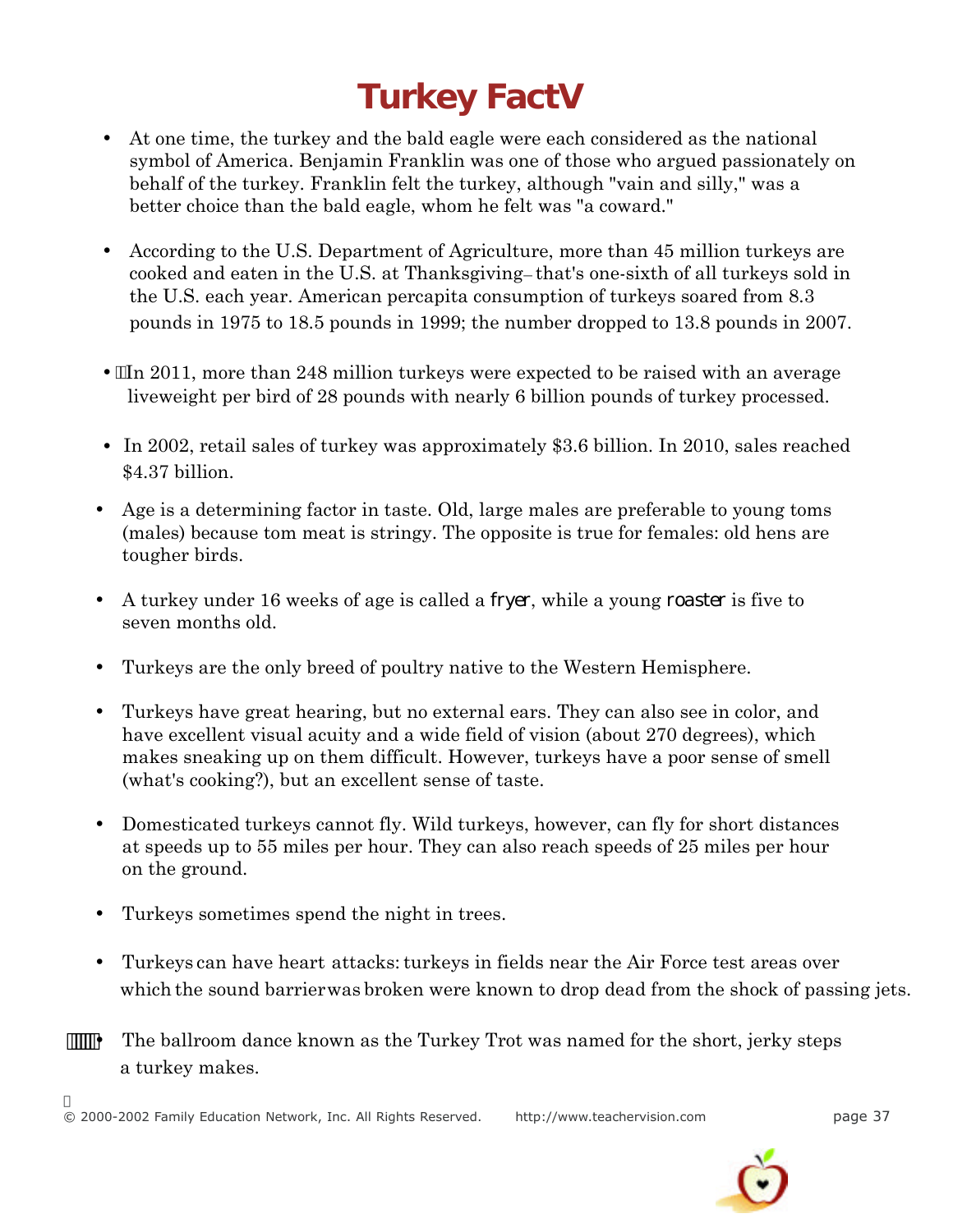# Turkey FactV

- At one time, the turkey and the bald eagle were each considered as the national symbol of America. Benjamin Franklin was one of those who argued passionately on behalf of the turkey. Franklin felt the turkey, although "vain and silly," was a better choice than the bald eagle, whom he felt was "a coward."

- According to the U.S. Department of Agriculture, more than 45 million turkeys are cooked and eaten in the U.S. at Thanksgiving– that's one-sixth of all turkeys sold in the U.S. each year. American percapita consumption of turkeys soared from 8.3 pounds in 1975 to 18.5 pounds in 1999; the number dropped to 13.8 pounds in 2007.

- In 2011, more than 248 million turkeys were expected to be raised with an average liveweight per bird of 28 pounds with nearly 6 billion pounds of turkey processed.

- In 2002, retail sales of turkey was approximately $3.6 billion. In 2010, sales reached $4.37 billion.

- Age is a determining factor in taste. Old, large males are preferable to young toms (males) because tom meat is stringy. The opposite is true for females: old hens are tougher birds.

- A turkey under 16 weeks of age is called a *fryer*, while a young *roaster* is five to seven months old.

- Turkeys are the only breed of poultry native to the Western Hemisphere.

- Turkeys have great hearing, but no external ears. They can also see in color, and have excellent visual acuity and a wide field of vision (about 270 degrees), which makes sneaking up on them difficult. However, turkeys have a poor sense of smell (what's cooking?), but an excellent sense of taste.

- Domesticated turkeys cannot fly. Wild turkeys, however, can fly for short distances at speeds up to 55 miles per hour. They can also reach speeds of 25 miles per hour on the ground.

- Turkeys sometimes spend the night in trees.

- Turkeys can have heart attacks: turkeys in fields near the Air Force test areas over which the sound barrier was broken were known to drop dead from the shock of passing jets.

- The ballroom dance known as the Turkey Trot was named for the short, jerky steps a turkey makes.

© 2000-2002 Family Education Network, Inc. All Rights Reserved. http://www.teachervision.com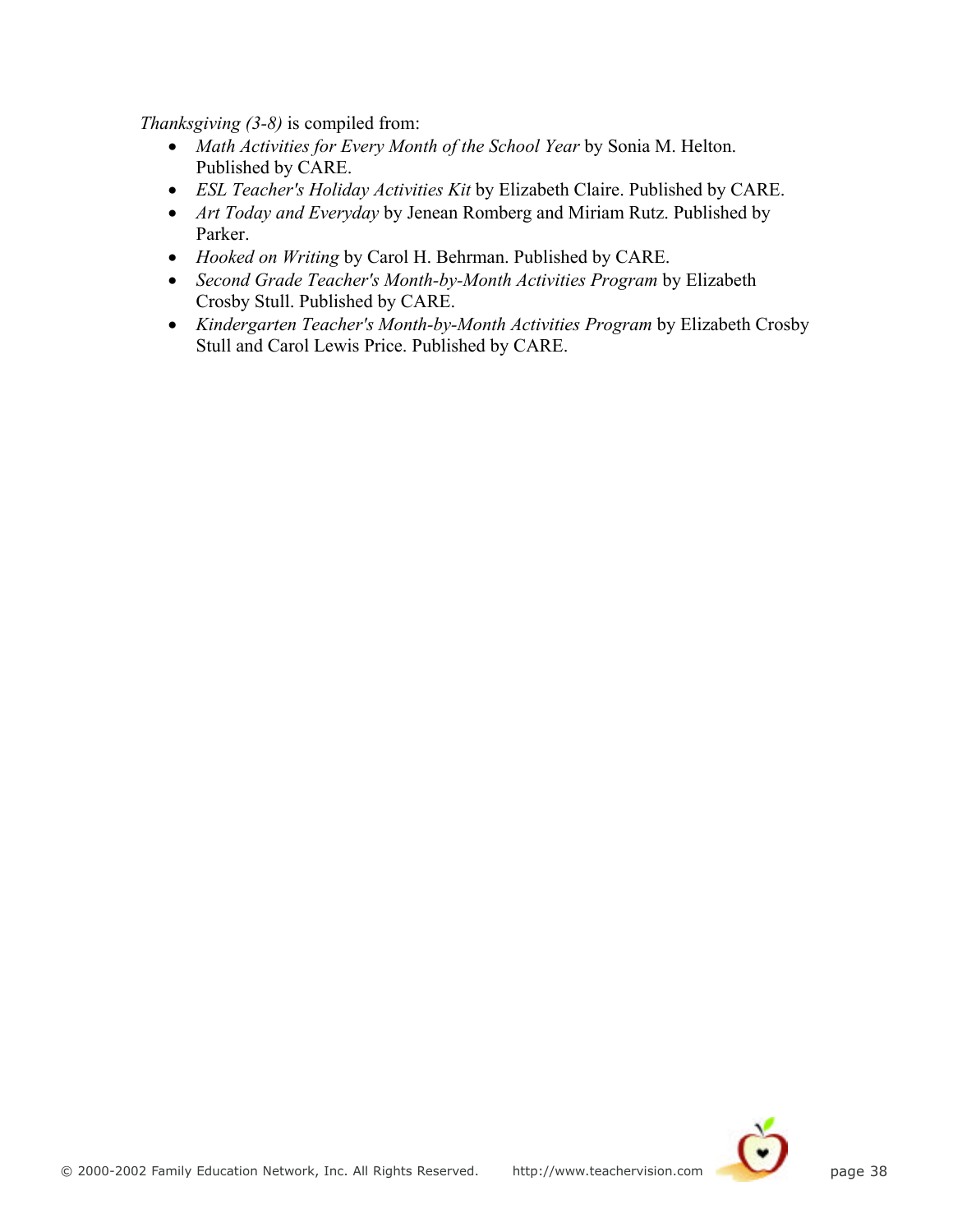*Thanksgiving (3-8)* is compiled from:

- *Math Activities for Every Month of the School Year* by Sonia M. Helton. Published by CARE.
- *ESL Teacher's Holiday Activities Kit* by Elizabeth Claire. Published by CARE.
- *Art Today and Everyday* by Jenean Romberg and Miriam Rutz. Published by Parker.
- *Hooked on Writing* by Carol H. Behrman. Published by CARE.
- *Second Grade Teacher's Month-by-Month Activities Program* by Elizabeth Crosby Stull. Published by CARE.
- *Kindergarten Teacher's Month-by-Month Activities Program* by Elizabeth Crosby Stull and Carol Lewis Price. Published by CARE.